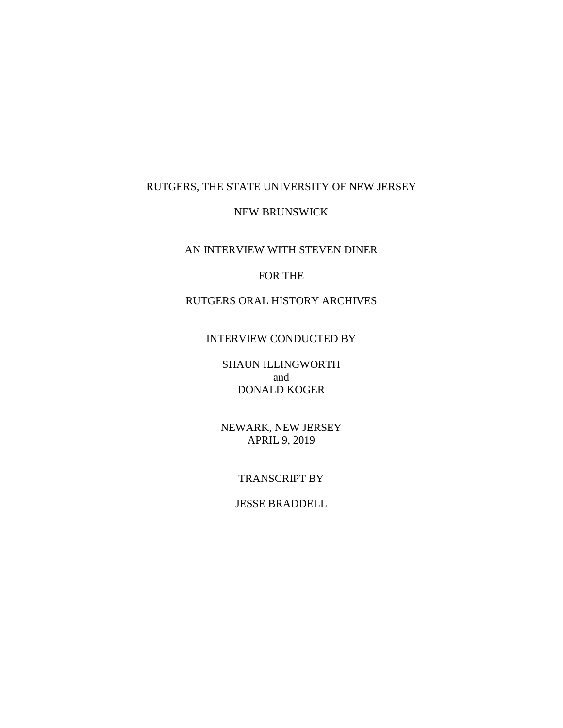RUTGERS, THE STATE UNIVERSITY OF NEW JERSEY

NEW BRUNSWICK

AN INTERVIEW WITH STEVEN DINER

FOR THE

RUTGERS ORAL HISTORY ARCHIVES

INTERVIEW CONDUCTED BY

SHAUN ILLINGWORTH
and
DONALD KOGER

NEWARK, NEW JERSEY
APRIL 9, 2019

TRANSCRIPT BY

JESSE BRADDELL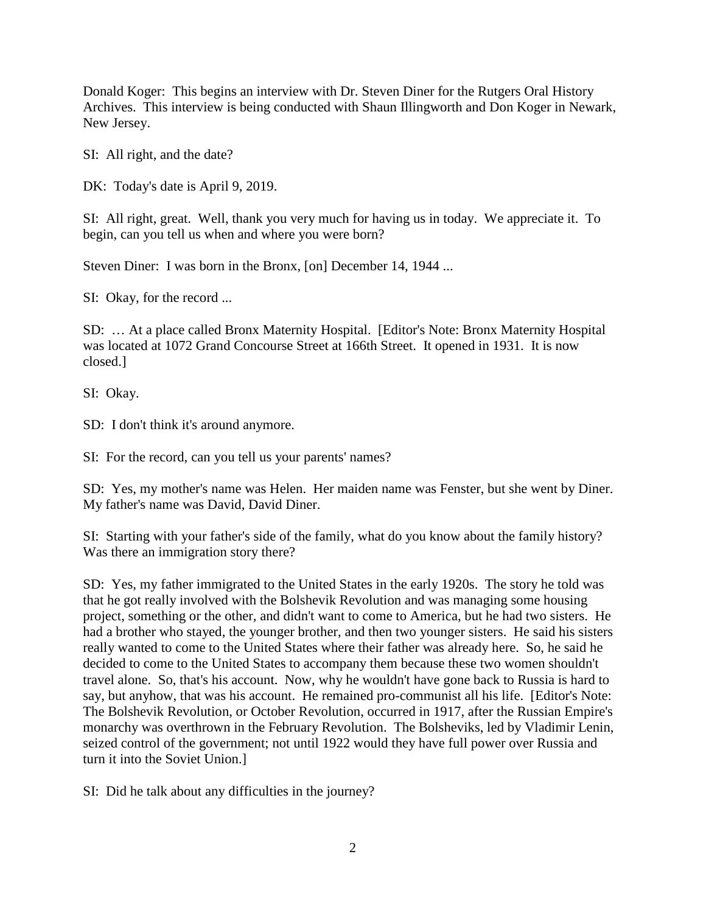Donald Koger: This begins an interview with Dr. Steven Diner for the Rutgers Oral History Archives. This interview is being conducted with Shaun Illingworth and Don Koger in Newark, New Jersey.

SI: All right, and the date?

DK: Today's date is April 9, 2019.

SI: All right, great. Well, thank you very much for having us in today. We appreciate it. To begin, can you tell us when and where you were born?

Steven Diner: I was born in the Bronx, [on] December 14, 1944 ...

SI: Okay, for the record ...

SD: … At a place called Bronx Maternity Hospital. [Editor's Note: Bronx Maternity Hospital was located at 1072 Grand Concourse Street at 166th Street. It opened in 1931. It is now closed.]

SI: Okay.

SD: I don't think it's around anymore.

SI: For the record, can you tell us your parents' names?

SD: Yes, my mother's name was Helen. Her maiden name was Fenster, but she went by Diner. My father's name was David, David Diner.

SI: Starting with your father's side of the family, what do you know about the family history? Was there an immigration story there?

SD: Yes, my father immigrated to the United States in the early 1920s. The story he told was that he got really involved with the Bolshevik Revolution and was managing some housing project, something or the other, and didn't want to come to America, but he had two sisters. He had a brother who stayed, the younger brother, and then two younger sisters. He said his sisters really wanted to come to the United States where their father was already here. So, he said he decided to come to the United States to accompany them because these two women shouldn't travel alone. So, that's his account. Now, why he wouldn't have gone back to Russia is hard to say, but anyhow, that was his account. He remained pro-communist all his life. [Editor's Note: The Bolshevik Revolution, or October Revolution, occurred in 1917, after the Russian Empire's monarchy was overthrown in the February Revolution. The Bolsheviks, led by Vladimir Lenin, seized control of the government; not until 1922 would they have full power over Russia and turn it into the Soviet Union.]

SI: Did he talk about any difficulties in the journey?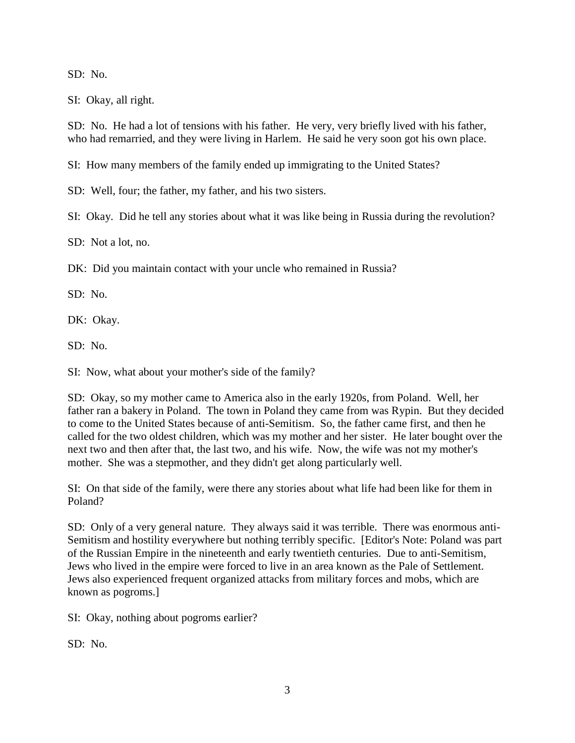SD: No.

SI: Okay, all right.

SD: No. He had a lot of tensions with his father. He very, very briefly lived with his father, who had remarried, and they were living in Harlem. He said he very soon got his own place.

SI: How many members of the family ended up immigrating to the United States?

SD: Well, four; the father, my father, and his two sisters.

SI: Okay. Did he tell any stories about what it was like being in Russia during the revolution?

SD: Not a lot, no.

DK: Did you maintain contact with your uncle who remained in Russia?

SD: No.

DK: Okay.

SD: No.

SI: Now, what about your mother's side of the family?

SD: Okay, so my mother came to America also in the early 1920s, from Poland. Well, her father ran a bakery in Poland. The town in Poland they came from was Rypin. But they decided to come to the United States because of anti-Semitism. So, the father came first, and then he called for the two oldest children, which was my mother and her sister. He later bought over the next two and then after that, the last two, and his wife. Now, the wife was not my mother's mother. She was a stepmother, and they didn't get along particularly well.

SI: On that side of the family, were there any stories about what life had been like for them in Poland?

SD: Only of a very general nature. They always said it was terrible. There was enormous anti-Semitism and hostility everywhere but nothing terribly specific. [Editor's Note: Poland was part of the Russian Empire in the nineteenth and early twentieth centuries. Due to anti-Semitism, Jews who lived in the empire were forced to live in an area known as the Pale of Settlement. Jews also experienced frequent organized attacks from military forces and mobs, which are known as pogroms.]

SI: Okay, nothing about pogroms earlier?

SD: No.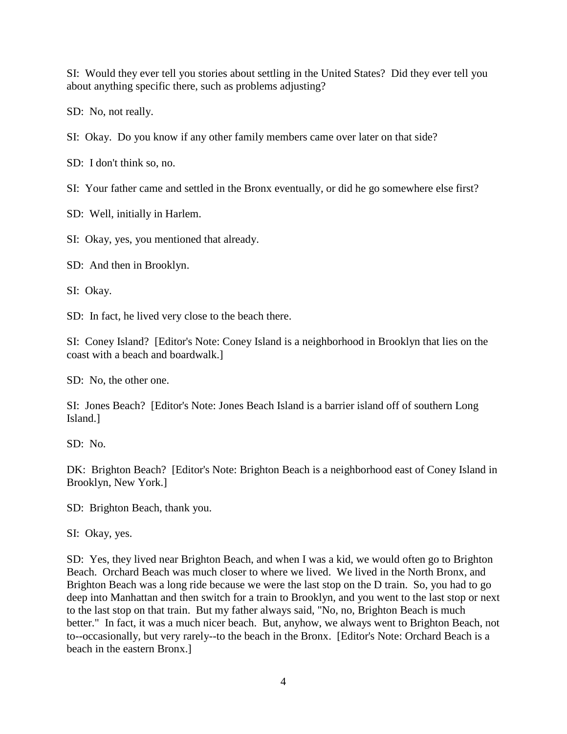SI: Would they ever tell you stories about settling in the United States? Did they ever tell you about anything specific there, such as problems adjusting?

SD: No, not really.

SI: Okay. Do you know if any other family members came over later on that side?

SD: I don't think so, no.

SI: Your father came and settled in the Bronx eventually, or did he go somewhere else first?

SD: Well, initially in Harlem.

SI: Okay, yes, you mentioned that already.

SD: And then in Brooklyn.

SI: Okay.

SD: In fact, he lived very close to the beach there.

SI: Coney Island? [Editor's Note: Coney Island is a neighborhood in Brooklyn that lies on the coast with a beach and boardwalk.]

SD: No, the other one.

SI: Jones Beach? [Editor's Note: Jones Beach Island is a barrier island off of southern Long Island.]

SD: No.

DK: Brighton Beach? [Editor's Note: Brighton Beach is a neighborhood east of Coney Island in Brooklyn, New York.]

SD: Brighton Beach, thank you.

SI: Okay, yes.

SD: Yes, they lived near Brighton Beach, and when I was a kid, we would often go to Brighton Beach. Orchard Beach was much closer to where we lived. We lived in the North Bronx, and Brighton Beach was a long ride because we were the last stop on the D train. So, you had to go deep into Manhattan and then switch for a train to Brooklyn, and you went to the last stop or next to the last stop on that train. But my father always said, "No, no, Brighton Beach is much better." In fact, it was a much nicer beach. But, anyhow, we always went to Brighton Beach, not to--occasionally, but very rarely--to the beach in the Bronx. [Editor's Note: Orchard Beach is a beach in the eastern Bronx.]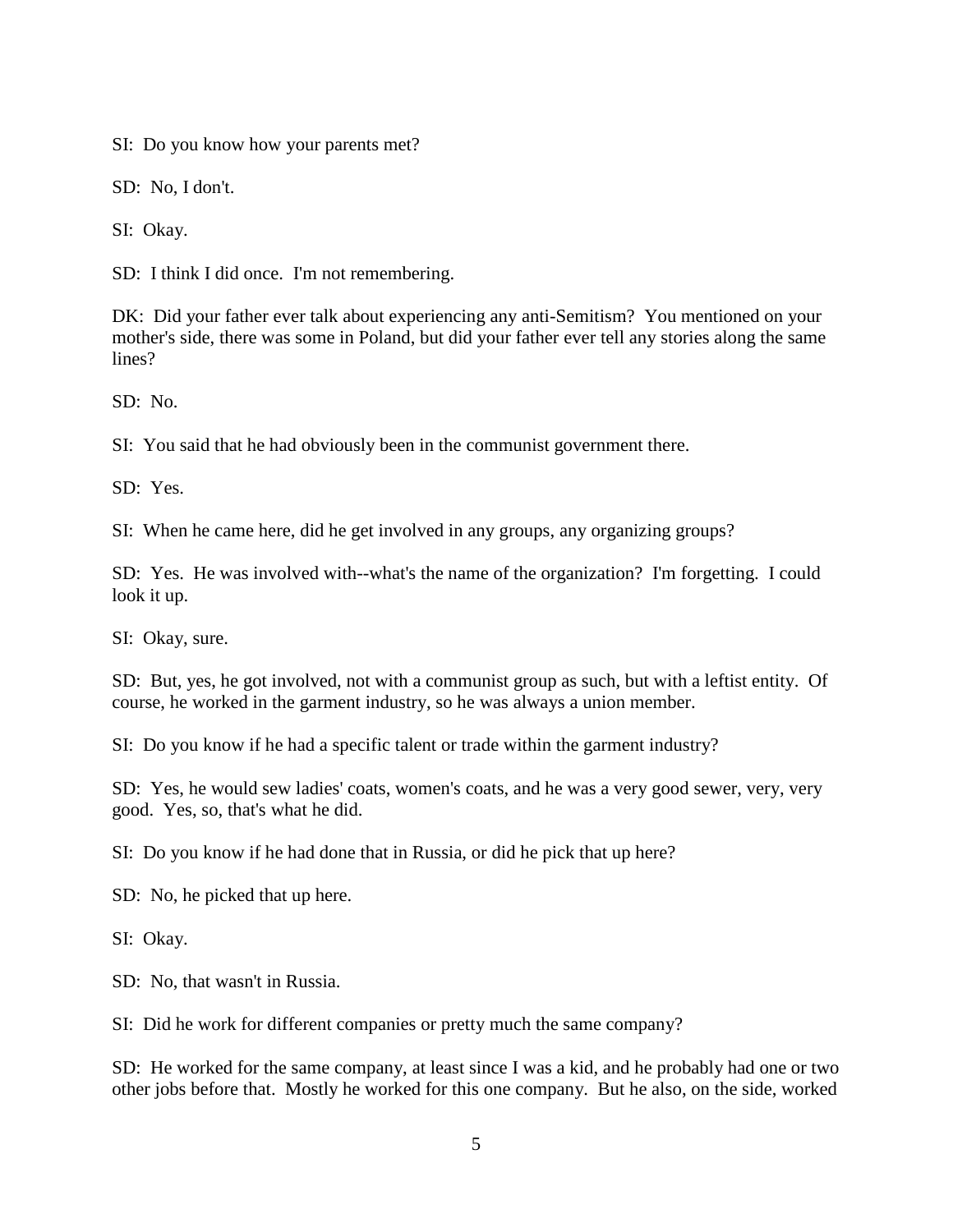SI: Do you know how your parents met?

SD: No, I don't.

SI: Okay.

SD: I think I did once. I'm not remembering.

DK: Did your father ever talk about experiencing any anti-Semitism? You mentioned on your mother's side, there was some in Poland, but did your father ever tell any stories along the same lines?

SD: No.

SI: You said that he had obviously been in the communist government there.

SD: Yes.

SI: When he came here, did he get involved in any groups, any organizing groups?

SD: Yes. He was involved with--what's the name of the organization? I'm forgetting. I could look it up.

SI: Okay, sure.

SD: But, yes, he got involved, not with a communist group as such, but with a leftist entity. Of course, he worked in the garment industry, so he was always a union member.

SI: Do you know if he had a specific talent or trade within the garment industry?

SD: Yes, he would sew ladies' coats, women's coats, and he was a very good sewer, very, very good. Yes, so, that's what he did.

SI: Do you know if he had done that in Russia, or did he pick that up here?

SD: No, he picked that up here.

SI: Okay.

SD: No, that wasn't in Russia.

SI: Did he work for different companies or pretty much the same company?

SD: He worked for the same company, at least since I was a kid, and he probably had one or two other jobs before that. Mostly he worked for this one company. But he also, on the side, worked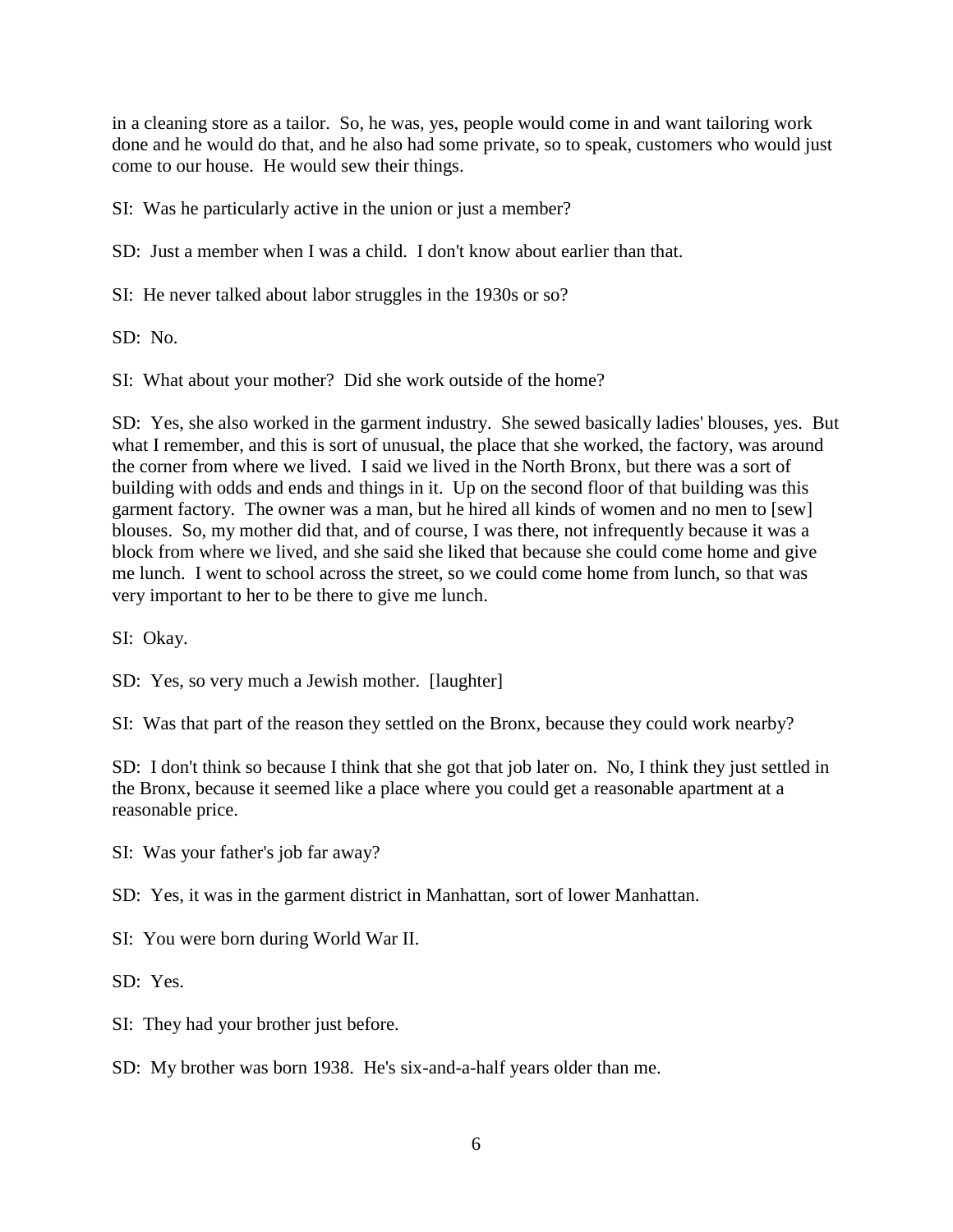in a cleaning store as a tailor. So, he was, yes, people would come in and want tailoring work done and he would do that, and he also had some private, so to speak, customers who would just come to our house. He would sew their things.

SI: Was he particularly active in the union or just a member?

SD: Just a member when I was a child. I don't know about earlier than that.

SI: He never talked about labor struggles in the 1930s or so?

SD: No.

SI: What about your mother? Did she work outside of the home?

SD: Yes, she also worked in the garment industry. She sewed basically ladies' blouses, yes. But what I remember, and this is sort of unusual, the place that she worked, the factory, was around the corner from where we lived. I said we lived in the North Bronx, but there was a sort of building with odds and ends and things in it. Up on the second floor of that building was this garment factory. The owner was a man, but he hired all kinds of women and no men to [sew] blouses. So, my mother did that, and of course, I was there, not infrequently because it was a block from where we lived, and she said she liked that because she could come home and give me lunch. I went to school across the street, so we could come home from lunch, so that was very important to her to be there to give me lunch.

SI: Okay.

SD: Yes, so very much a Jewish mother. [laughter]

SI: Was that part of the reason they settled on the Bronx, because they could work nearby?

SD: I don't think so because I think that she got that job later on. No, I think they just settled in the Bronx, because it seemed like a place where you could get a reasonable apartment at a reasonable price.

SI: Was your father's job far away?

SD: Yes, it was in the garment district in Manhattan, sort of lower Manhattan.

SI: You were born during World War II.

SD: Yes.

SI: They had your brother just before.

SD: My brother was born 1938. He's six-and-a-half years older than me.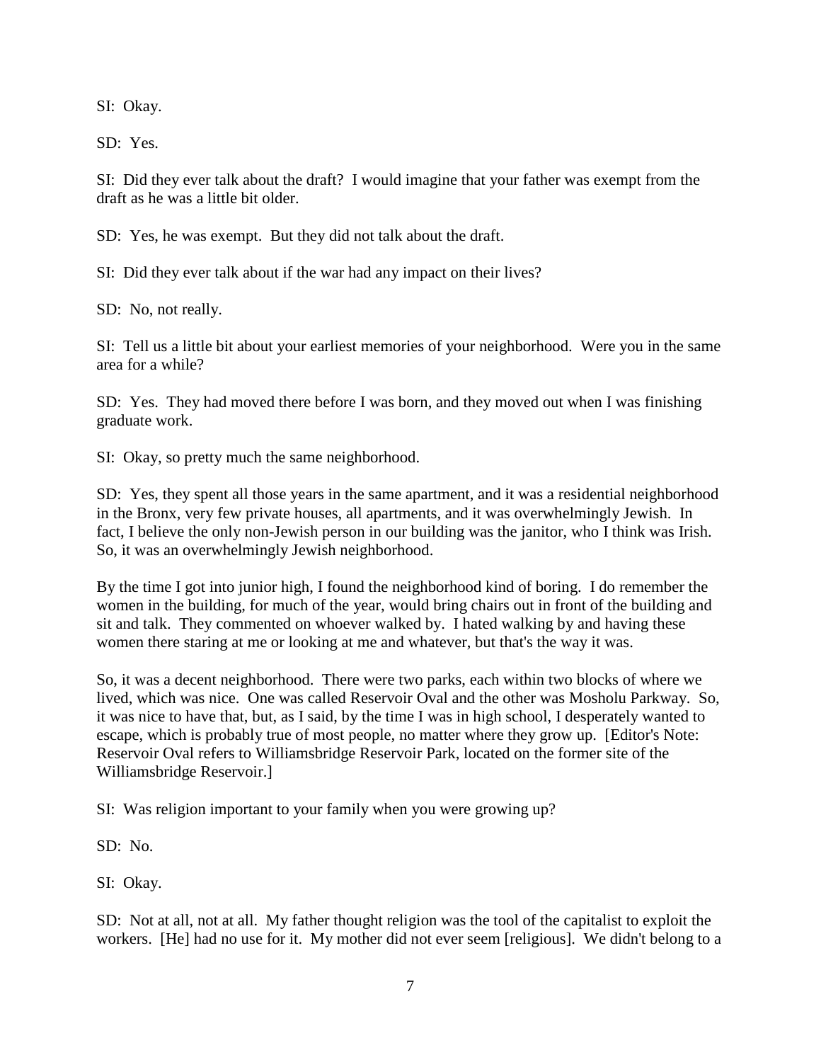SI: Okay.

SD: Yes.

SI: Did they ever talk about the draft? I would imagine that your father was exempt from the draft as he was a little bit older.

SD: Yes, he was exempt. But they did not talk about the draft.

SI: Did they ever talk about if the war had any impact on their lives?

SD: No, not really.

SI: Tell us a little bit about your earliest memories of your neighborhood. Were you in the same area for a while?

SD: Yes. They had moved there before I was born, and they moved out when I was finishing graduate work.

SI: Okay, so pretty much the same neighborhood.

SD: Yes, they spent all those years in the same apartment, and it was a residential neighborhood in the Bronx, very few private houses, all apartments, and it was overwhelmingly Jewish. In fact, I believe the only non-Jewish person in our building was the janitor, who I think was Irish. So, it was an overwhelmingly Jewish neighborhood.

By the time I got into junior high, I found the neighborhood kind of boring. I do remember the women in the building, for much of the year, would bring chairs out in front of the building and sit and talk. They commented on whoever walked by. I hated walking by and having these women there staring at me or looking at me and whatever, but that's the way it was.

So, it was a decent neighborhood. There were two parks, each within two blocks of where we lived, which was nice. One was called Reservoir Oval and the other was Mosholu Parkway. So, it was nice to have that, but, as I said, by the time I was in high school, I desperately wanted to escape, which is probably true of most people, no matter where they grow up. [Editor's Note: Reservoir Oval refers to Williamsbridge Reservoir Park, located on the former site of the Williamsbridge Reservoir.]

SI: Was religion important to your family when you were growing up?

SD: No.

SI: Okay.

SD: Not at all, not at all. My father thought religion was the tool of the capitalist to exploit the workers. [He] had no use for it. My mother did not ever seem [religious]. We didn't belong to a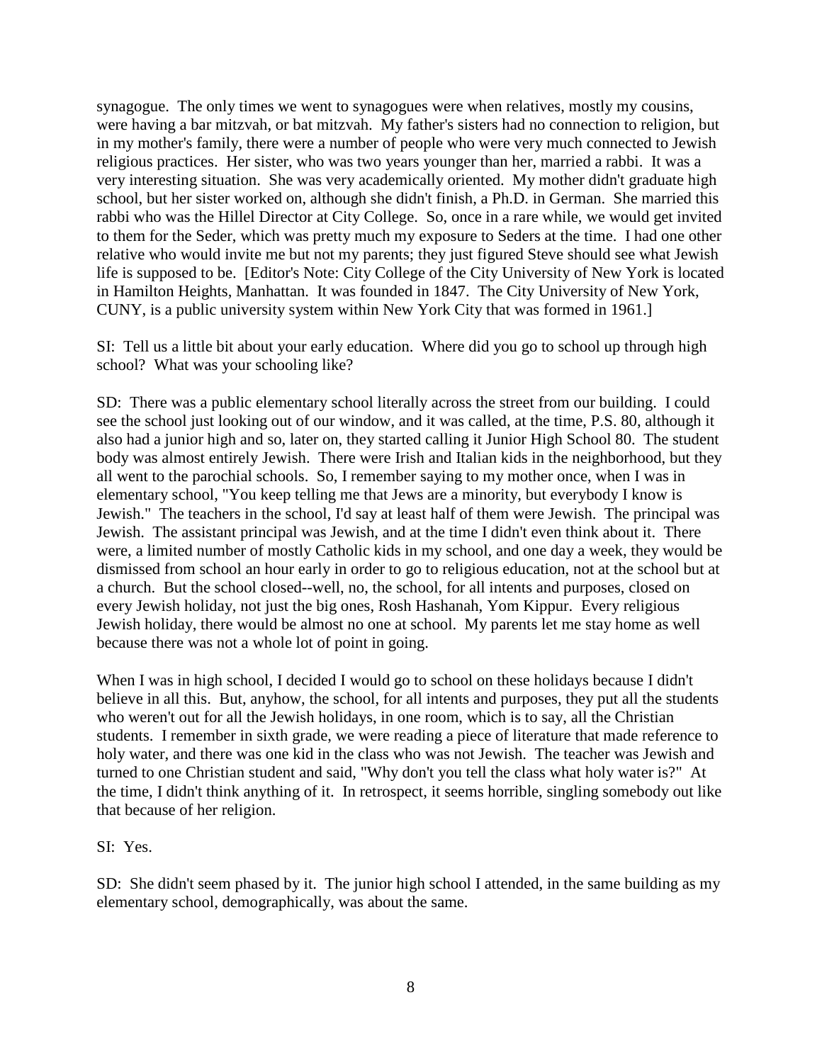synagogue. The only times we went to synagogues were when relatives, mostly my cousins, were having a bar mitzvah, or bat mitzvah. My father's sisters had no connection to religion, but in my mother's family, there were a number of people who were very much connected to Jewish religious practices. Her sister, who was two years younger than her, married a rabbi. It was a very interesting situation. She was very academically oriented. My mother didn't graduate high school, but her sister worked on, although she didn't finish, a Ph.D. in German. She married this rabbi who was the Hillel Director at City College. So, once in a rare while, we would get invited to them for the Seder, which was pretty much my exposure to Seders at the time. I had one other relative who would invite me but not my parents; they just figured Steve should see what Jewish life is supposed to be. [Editor's Note: City College of the City University of New York is located in Hamilton Heights, Manhattan. It was founded in 1847. The City University of New York, CUNY, is a public university system within New York City that was formed in 1961.]

SI: Tell us a little bit about your early education. Where did you go to school up through high school? What was your schooling like?

SD: There was a public elementary school literally across the street from our building. I could see the school just looking out of our window, and it was called, at the time, P.S. 80, although it also had a junior high and so, later on, they started calling it Junior High School 80. The student body was almost entirely Jewish. There were Irish and Italian kids in the neighborhood, but they all went to the parochial schools. So, I remember saying to my mother once, when I was in elementary school, "You keep telling me that Jews are a minority, but everybody I know is Jewish." The teachers in the school, I'd say at least half of them were Jewish. The principal was Jewish. The assistant principal was Jewish, and at the time I didn't even think about it. There were, a limited number of mostly Catholic kids in my school, and one day a week, they would be dismissed from school an hour early in order to go to religious education, not at the school but at a church. But the school closed--well, no, the school, for all intents and purposes, closed on every Jewish holiday, not just the big ones, Rosh Hashanah, Yom Kippur. Every religious Jewish holiday, there would be almost no one at school. My parents let me stay home as well because there was not a whole lot of point in going.

When I was in high school, I decided I would go to school on these holidays because I didn't believe in all this. But, anyhow, the school, for all intents and purposes, they put all the students who weren't out for all the Jewish holidays, in one room, which is to say, all the Christian students. I remember in sixth grade, we were reading a piece of literature that made reference to holy water, and there was one kid in the class who was not Jewish. The teacher was Jewish and turned to one Christian student and said, "Why don't you tell the class what holy water is?" At the time, I didn't think anything of it. In retrospect, it seems horrible, singling somebody out like that because of her religion.

SI: Yes.

SD: She didn't seem phased by it. The junior high school I attended, in the same building as my elementary school, demographically, was about the same.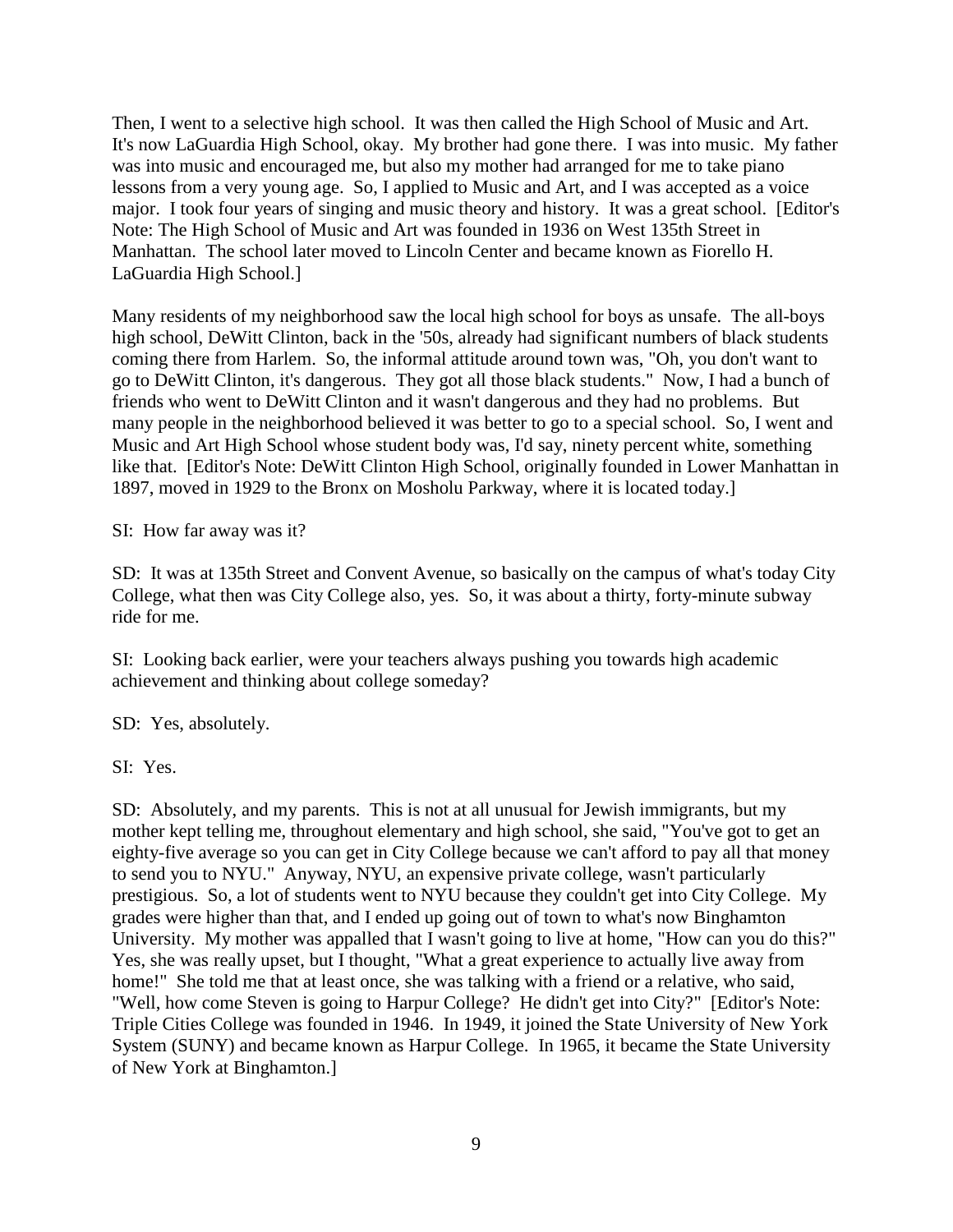Then, I went to a selective high school. It was then called the High School of Music and Art. It's now LaGuardia High School, okay. My brother had gone there. I was into music. My father was into music and encouraged me, but also my mother had arranged for me to take piano lessons from a very young age. So, I applied to Music and Art, and I was accepted as a voice major. I took four years of singing and music theory and history. It was a great school. [Editor's Note: The High School of Music and Art was founded in 1936 on West 135th Street in Manhattan. The school later moved to Lincoln Center and became known as Fiorello H. LaGuardia High School.]

Many residents of my neighborhood saw the local high school for boys as unsafe. The all-boys high school, DeWitt Clinton, back in the '50s, already had significant numbers of black students coming there from Harlem. So, the informal attitude around town was, "Oh, you don't want to go to DeWitt Clinton, it's dangerous. They got all those black students." Now, I had a bunch of friends who went to DeWitt Clinton and it wasn't dangerous and they had no problems. But many people in the neighborhood believed it was better to go to a special school. So, I went and Music and Art High School whose student body was, I'd say, ninety percent white, something like that. [Editor's Note: DeWitt Clinton High School, originally founded in Lower Manhattan in 1897, moved in 1929 to the Bronx on Mosholu Parkway, where it is located today.]

SI: How far away was it?

SD: It was at 135th Street and Convent Avenue, so basically on the campus of what's today City College, what then was City College also, yes. So, it was about a thirty, forty-minute subway ride for me.

SI: Looking back earlier, were your teachers always pushing you towards high academic achievement and thinking about college someday?

SD: Yes, absolutely.

SI: Yes.

SD: Absolutely, and my parents. This is not at all unusual for Jewish immigrants, but my mother kept telling me, throughout elementary and high school, she said, "You've got to get an eighty-five average so you can get in City College because we can't afford to pay all that money to send you to NYU." Anyway, NYU, an expensive private college, wasn't particularly prestigious. So, a lot of students went to NYU because they couldn't get into City College. My grades were higher than that, and I ended up going out of town to what's now Binghamton University. My mother was appalled that I wasn't going to live at home, "How can you do this?" Yes, she was really upset, but I thought, "What a great experience to actually live away from home!" She told me that at least once, she was talking with a friend or a relative, who said, "Well, how come Steven is going to Harpur College? He didn't get into City?" [Editor's Note: Triple Cities College was founded in 1946. In 1949, it joined the State University of New York System (SUNY) and became known as Harpur College. In 1965, it became the State University of New York at Binghamton.]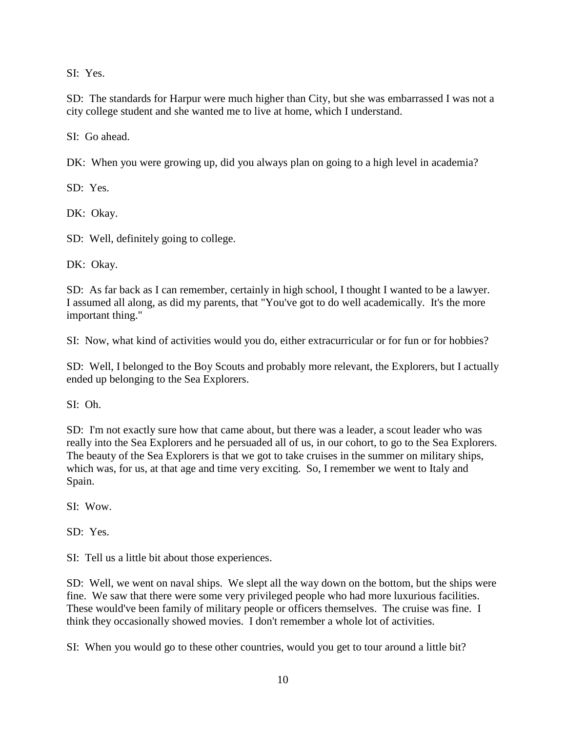SI: Yes.

SD: The standards for Harpur were much higher than City, but she was embarrassed I was not a city college student and she wanted me to live at home, which I understand.

SI: Go ahead.

DK: When you were growing up, did you always plan on going to a high level in academia?

SD: Yes.

DK: Okay.

SD: Well, definitely going to college.

DK: Okay.

SD: As far back as I can remember, certainly in high school, I thought I wanted to be a lawyer. I assumed all along, as did my parents, that "You've got to do well academically. It's the more important thing."

SI: Now, what kind of activities would you do, either extracurricular or for fun or for hobbies?

SD: Well, I belonged to the Boy Scouts and probably more relevant, the Explorers, but I actually ended up belonging to the Sea Explorers.

SI: Oh.

SD: I'm not exactly sure how that came about, but there was a leader, a scout leader who was really into the Sea Explorers and he persuaded all of us, in our cohort, to go to the Sea Explorers. The beauty of the Sea Explorers is that we got to take cruises in the summer on military ships, which was, for us, at that age and time very exciting. So, I remember we went to Italy and Spain.

SI: Wow.

SD: Yes.

SI: Tell us a little bit about those experiences.

SD: Well, we went on naval ships. We slept all the way down on the bottom, but the ships were fine. We saw that there were some very privileged people who had more luxurious facilities. These would've been family of military people or officers themselves. The cruise was fine. I think they occasionally showed movies. I don't remember a whole lot of activities.

SI: When you would go to these other countries, would you get to tour around a little bit?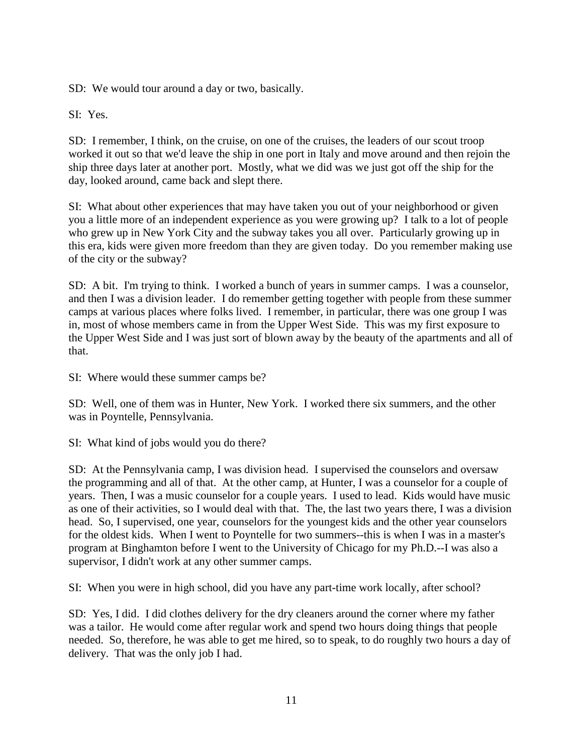SD: We would tour around a day or two, basically.

SI: Yes.

SD: I remember, I think, on the cruise, on one of the cruises, the leaders of our scout troop worked it out so that we'd leave the ship in one port in Italy and move around and then rejoin the ship three days later at another port. Mostly, what we did was we just got off the ship for the day, looked around, came back and slept there.

SI: What about other experiences that may have taken you out of your neighborhood or given you a little more of an independent experience as you were growing up? I talk to a lot of people who grew up in New York City and the subway takes you all over. Particularly growing up in this era, kids were given more freedom than they are given today. Do you remember making use of the city or the subway?

SD: A bit. I'm trying to think. I worked a bunch of years in summer camps. I was a counselor, and then I was a division leader. I do remember getting together with people from these summer camps at various places where folks lived. I remember, in particular, there was one group I was in, most of whose members came in from the Upper West Side. This was my first exposure to the Upper West Side and I was just sort of blown away by the beauty of the apartments and all of that.

SI: Where would these summer camps be?

SD: Well, one of them was in Hunter, New York. I worked there six summers, and the other was in Poyntelle, Pennsylvania.

SI: What kind of jobs would you do there?

SD: At the Pennsylvania camp, I was division head. I supervised the counselors and oversaw the programming and all of that. At the other camp, at Hunter, I was a counselor for a couple of years. Then, I was a music counselor for a couple years. I used to lead. Kids would have music as one of their activities, so I would deal with that. The, the last two years there, I was a division head. So, I supervised, one year, counselors for the youngest kids and the other year counselors for the oldest kids. When I went to Poyntelle for two summers--this is when I was in a master's program at Binghamton before I went to the University of Chicago for my Ph.D.--I was also a supervisor, I didn't work at any other summer camps.

SI: When you were in high school, did you have any part-time work locally, after school?

SD: Yes, I did. I did clothes delivery for the dry cleaners around the corner where my father was a tailor. He would come after regular work and spend two hours doing things that people needed. So, therefore, he was able to get me hired, so to speak, to do roughly two hours a day of delivery. That was the only job I had.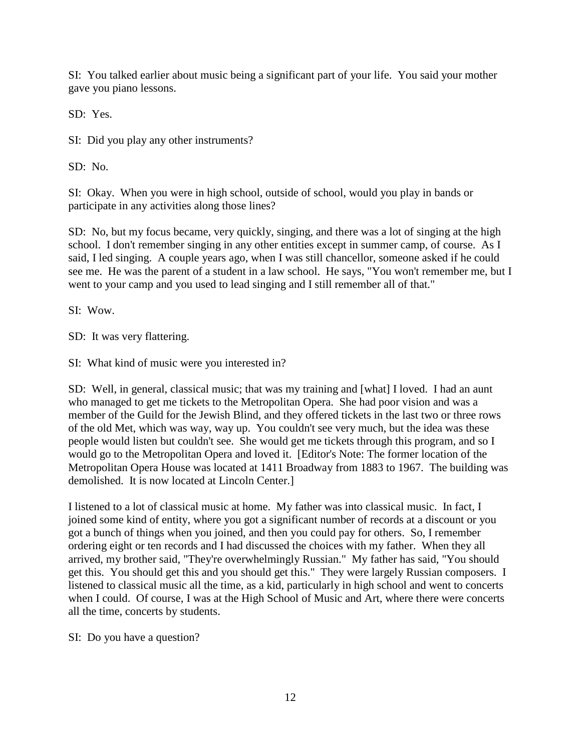SI: You talked earlier about music being a significant part of your life. You said your mother gave you piano lessons.

SD: Yes.

SI: Did you play any other instruments?

SD: No.

SI: Okay. When you were in high school, outside of school, would you play in bands or participate in any activities along those lines?

SD: No, but my focus became, very quickly, singing, and there was a lot of singing at the high school. I don't remember singing in any other entities except in summer camp, of course. As I said, I led singing. A couple years ago, when I was still chancellor, someone asked if he could see me. He was the parent of a student in a law school. He says, "You won't remember me, but I went to your camp and you used to lead singing and I still remember all of that."

SI: Wow.

SD: It was very flattering.

SI: What kind of music were you interested in?

SD: Well, in general, classical music; that was my training and [what] I loved. I had an aunt who managed to get me tickets to the Metropolitan Opera. She had poor vision and was a member of the Guild for the Jewish Blind, and they offered tickets in the last two or three rows of the old Met, which was way, way up. You couldn't see very much, but the idea was these people would listen but couldn't see. She would get me tickets through this program, and so I would go to the Metropolitan Opera and loved it. [Editor's Note: The former location of the Metropolitan Opera House was located at 1411 Broadway from 1883 to 1967. The building was demolished. It is now located at Lincoln Center.]

I listened to a lot of classical music at home. My father was into classical music. In fact, I joined some kind of entity, where you got a significant number of records at a discount or you got a bunch of things when you joined, and then you could pay for others. So, I remember ordering eight or ten records and I had discussed the choices with my father. When they all arrived, my brother said, "They're overwhelmingly Russian." My father has said, "You should get this. You should get this and you should get this." They were largely Russian composers. I listened to classical music all the time, as a kid, particularly in high school and went to concerts when I could. Of course, I was at the High School of Music and Art, where there were concerts all the time, concerts by students.

SI: Do you have a question?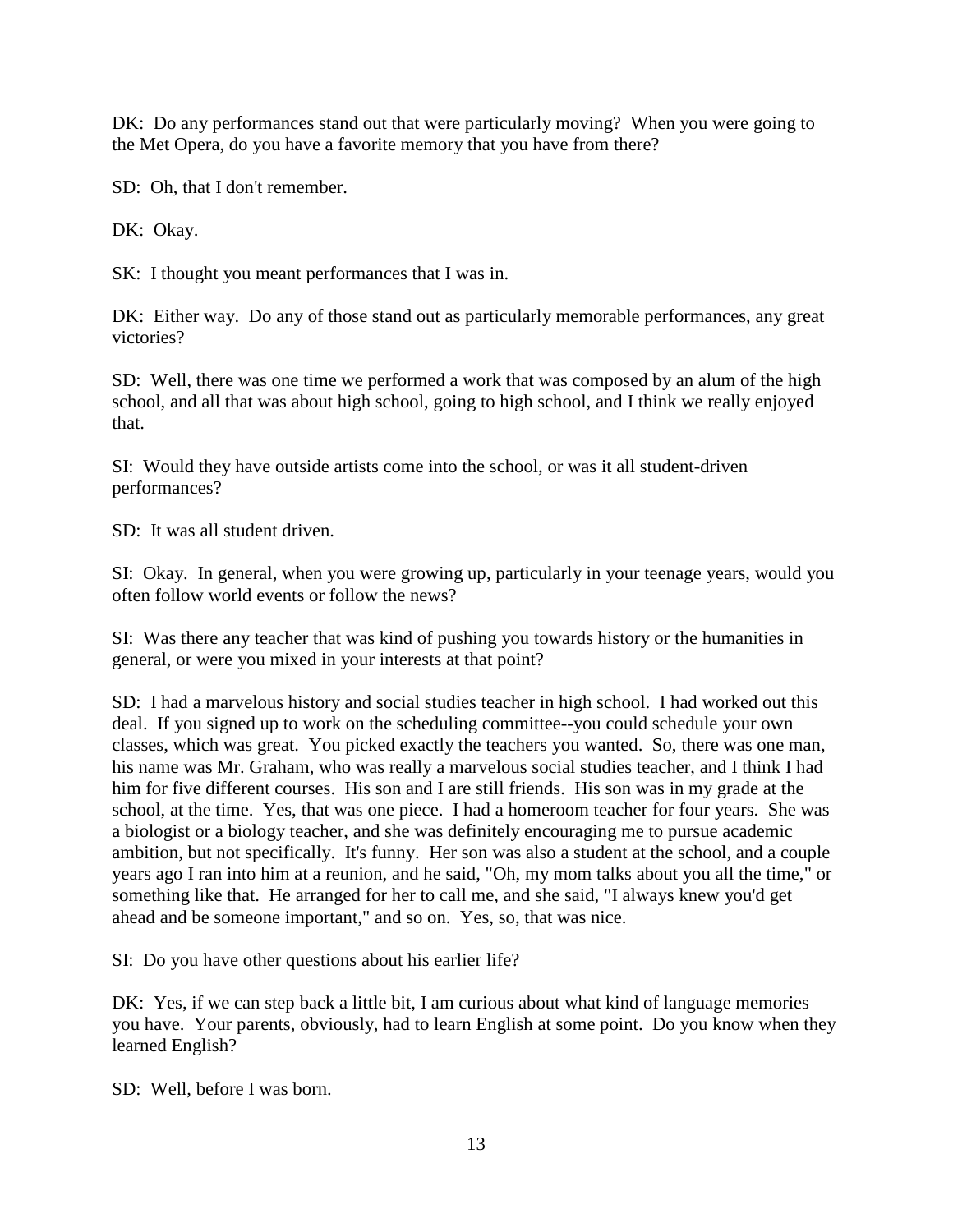DK: Do any performances stand out that were particularly moving? When you were going to the Met Opera, do you have a favorite memory that you have from there?

SD: Oh, that I don't remember.

DK: Okay.

SK: I thought you meant performances that I was in.

DK: Either way. Do any of those stand out as particularly memorable performances, any great victories?

SD: Well, there was one time we performed a work that was composed by an alum of the high school, and all that was about high school, going to high school, and I think we really enjoyed that.

SI: Would they have outside artists come into the school, or was it all student-driven performances?

SD: It was all student driven.

SI: Okay. In general, when you were growing up, particularly in your teenage years, would you often follow world events or follow the news?

SI: Was there any teacher that was kind of pushing you towards history or the humanities in general, or were you mixed in your interests at that point?

SD: I had a marvelous history and social studies teacher in high school. I had worked out this deal. If you signed up to work on the scheduling committee--you could schedule your own classes, which was great. You picked exactly the teachers you wanted. So, there was one man, his name was Mr. Graham, who was really a marvelous social studies teacher, and I think I had him for five different courses. His son and I are still friends. His son was in my grade at the school, at the time. Yes, that was one piece. I had a homeroom teacher for four years. She was a biologist or a biology teacher, and she was definitely encouraging me to pursue academic ambition, but not specifically. It's funny. Her son was also a student at the school, and a couple years ago I ran into him at a reunion, and he said, "Oh, my mom talks about you all the time," or something like that. He arranged for her to call me, and she said, "I always knew you'd get ahead and be someone important," and so on. Yes, so, that was nice.

SI: Do you have other questions about his earlier life?

DK: Yes, if we can step back a little bit, I am curious about what kind of language memories you have. Your parents, obviously, had to learn English at some point. Do you know when they learned English?

SD: Well, before I was born.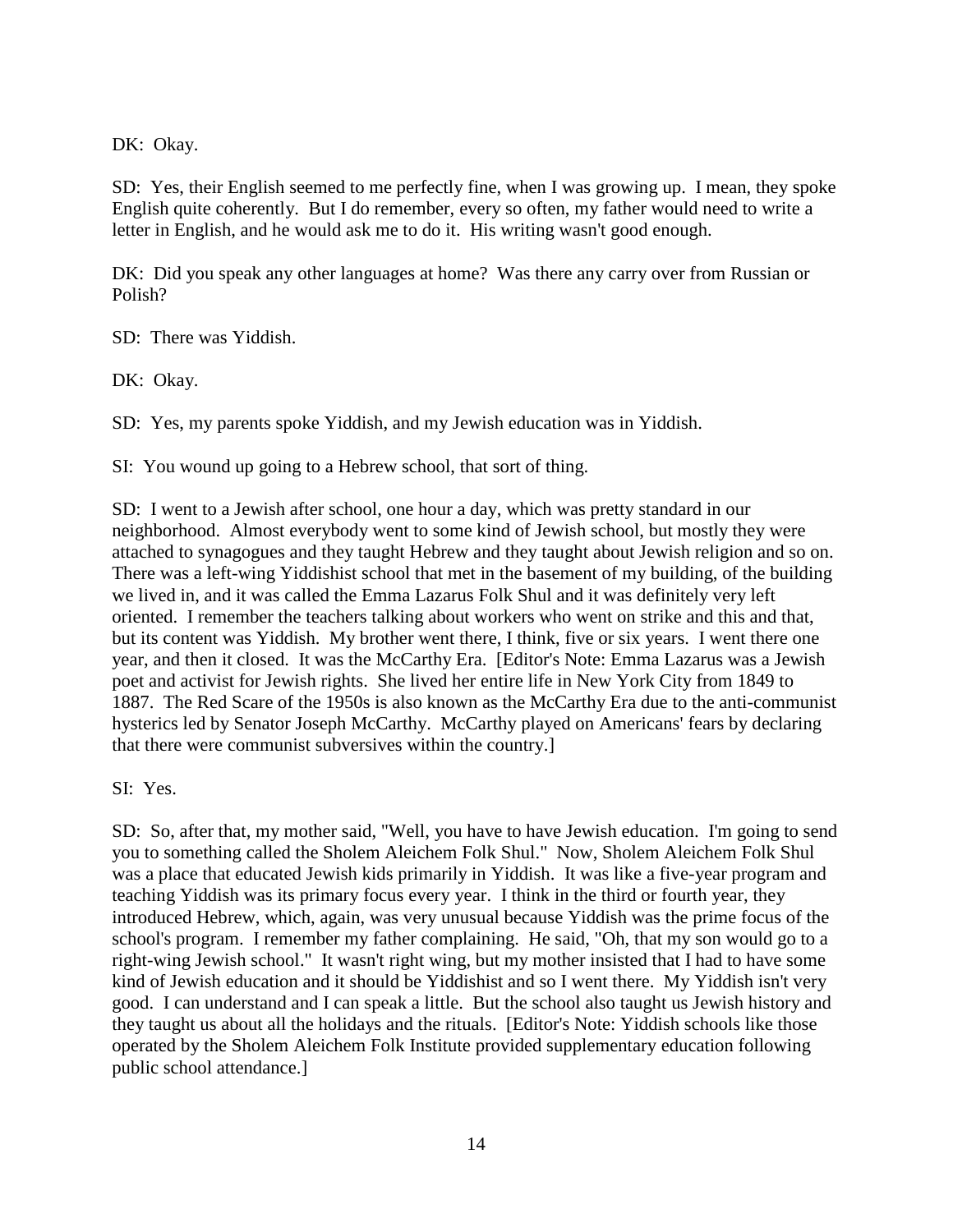DK: Okay.

SD: Yes, their English seemed to me perfectly fine, when I was growing up. I mean, they spoke English quite coherently. But I do remember, every so often, my father would need to write a letter in English, and he would ask me to do it. His writing wasn't good enough.

DK: Did you speak any other languages at home? Was there any carry over from Russian or Polish?

SD: There was Yiddish.

DK: Okay.

SD: Yes, my parents spoke Yiddish, and my Jewish education was in Yiddish.

SI: You wound up going to a Hebrew school, that sort of thing.

SD: I went to a Jewish after school, one hour a day, which was pretty standard in our neighborhood. Almost everybody went to some kind of Jewish school, but mostly they were attached to synagogues and they taught Hebrew and they taught about Jewish religion and so on. There was a left-wing Yiddishist school that met in the basement of my building, of the building we lived in, and it was called the Emma Lazarus Folk Shul and it was definitely very left oriented. I remember the teachers talking about workers who went on strike and this and that, but its content was Yiddish. My brother went there, I think, five or six years. I went there one year, and then it closed. It was the McCarthy Era. [Editor's Note: Emma Lazarus was a Jewish poet and activist for Jewish rights. She lived her entire life in New York City from 1849 to 1887. The Red Scare of the 1950s is also known as the McCarthy Era due to the anti-communist hysterics led by Senator Joseph McCarthy. McCarthy played on Americans' fears by declaring that there were communist subversives within the country.]

SI: Yes.

SD: So, after that, my mother said, "Well, you have to have Jewish education. I'm going to send you to something called the Sholem Aleichem Folk Shul." Now, Sholem Aleichem Folk Shul was a place that educated Jewish kids primarily in Yiddish. It was like a five-year program and teaching Yiddish was its primary focus every year. I think in the third or fourth year, they introduced Hebrew, which, again, was very unusual because Yiddish was the prime focus of the school's program. I remember my father complaining. He said, "Oh, that my son would go to a right-wing Jewish school." It wasn't right wing, but my mother insisted that I had to have some kind of Jewish education and it should be Yiddishist and so I went there. My Yiddish isn't very good. I can understand and I can speak a little. But the school also taught us Jewish history and they taught us about all the holidays and the rituals. [Editor's Note: Yiddish schools like those operated by the Sholem Aleichem Folk Institute provided supplementary education following public school attendance.]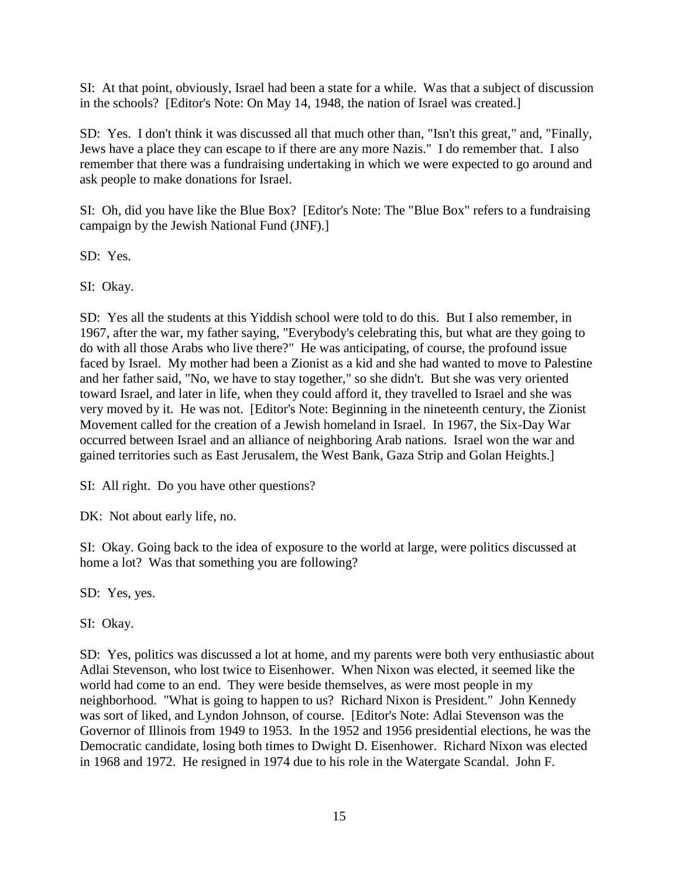SI: At that point, obviously, Israel had been a state for a while. Was that a subject of discussion in the schools? [Editor's Note: On May 14, 1948, the nation of Israel was created.]

SD: Yes. I don't think it was discussed all that much other than, "Isn't this great," and, "Finally, Jews have a place they can escape to if there are any more Nazis." I do remember that. I also remember that there was a fundraising undertaking in which we were expected to go around and ask people to make donations for Israel.

SI: Oh, did you have like the Blue Box? [Editor's Note: The "Blue Box" refers to a fundraising campaign by the Jewish National Fund (JNF).]

SD: Yes.

SI: Okay.

SD: Yes all the students at this Yiddish school were told to do this. But I also remember, in 1967, after the war, my father saying, "Everybody's celebrating this, but what are they going to do with all those Arabs who live there?" He was anticipating, of course, the profound issue faced by Israel. My mother had been a Zionist as a kid and she had wanted to move to Palestine and her father said, "No, we have to stay together," so she didn't. But she was very oriented toward Israel, and later in life, when they could afford it, they travelled to Israel and she was very moved by it. He was not. [Editor's Note: Beginning in the nineteenth century, the Zionist Movement called for the creation of a Jewish homeland in Israel. In 1967, the Six-Day War occurred between Israel and an alliance of neighboring Arab nations. Israel won the war and gained territories such as East Jerusalem, the West Bank, Gaza Strip and Golan Heights.]

SI: All right. Do you have other questions?

DK: Not about early life, no.

SI: Okay. Going back to the idea of exposure to the world at large, were politics discussed at home a lot? Was that something you are following?

SD: Yes, yes.

SI: Okay.

SD: Yes, politics was discussed a lot at home, and my parents were both very enthusiastic about Adlai Stevenson, who lost twice to Eisenhower. When Nixon was elected, it seemed like the world had come to an end. They were beside themselves, as were most people in my neighborhood. "What is going to happen to us? Richard Nixon is President." John Kennedy was sort of liked, and Lyndon Johnson, of course. [Editor's Note: Adlai Stevenson was the Governor of Illinois from 1949 to 1953. In the 1952 and 1956 presidential elections, he was the Democratic candidate, losing both times to Dwight D. Eisenhower. Richard Nixon was elected in 1968 and 1972. He resigned in 1974 due to his role in the Watergate Scandal. John F.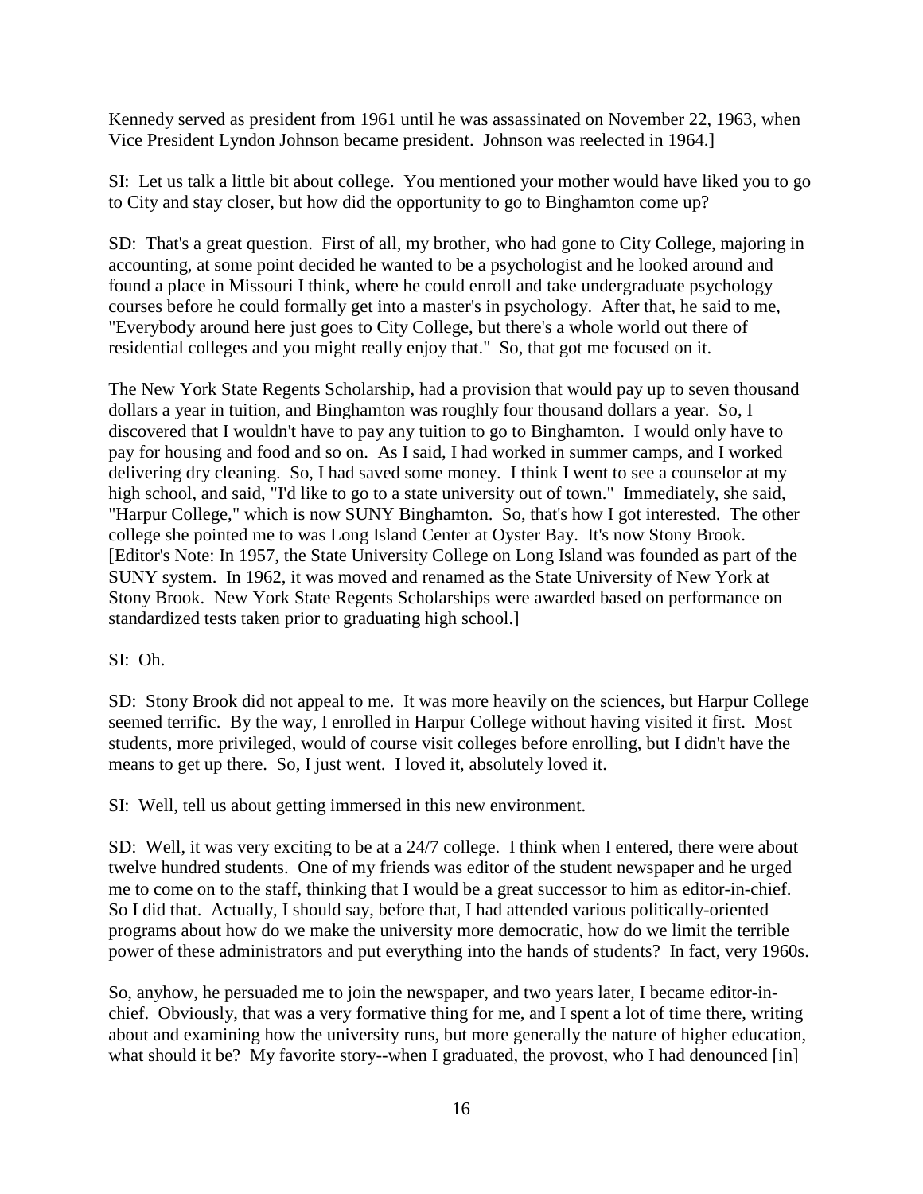Kennedy served as president from 1961 until he was assassinated on November 22, 1963, when Vice President Lyndon Johnson became president. Johnson was reelected in 1964.]

SI: Let us talk a little bit about college. You mentioned your mother would have liked you to go to City and stay closer, but how did the opportunity to go to Binghamton come up?

SD: That's a great question. First of all, my brother, who had gone to City College, majoring in accounting, at some point decided he wanted to be a psychologist and he looked around and found a place in Missouri I think, where he could enroll and take undergraduate psychology courses before he could formally get into a master's in psychology. After that, he said to me, "Everybody around here just goes to City College, but there's a whole world out there of residential colleges and you might really enjoy that." So, that got me focused on it.

The New York State Regents Scholarship, had a provision that would pay up to seven thousand dollars a year in tuition, and Binghamton was roughly four thousand dollars a year. So, I discovered that I wouldn't have to pay any tuition to go to Binghamton. I would only have to pay for housing and food and so on. As I said, I had worked in summer camps, and I worked delivering dry cleaning. So, I had saved some money. I think I went to see a counselor at my high school, and said, "I'd like to go to a state university out of town." Immediately, she said, "Harpur College," which is now SUNY Binghamton. So, that's how I got interested. The other college she pointed me to was Long Island Center at Oyster Bay. It's now Stony Brook. [Editor's Note: In 1957, the State University College on Long Island was founded as part of the SUNY system. In 1962, it was moved and renamed as the State University of New York at Stony Brook. New York State Regents Scholarships were awarded based on performance on standardized tests taken prior to graduating high school.]

SI: Oh.

SD: Stony Brook did not appeal to me. It was more heavily on the sciences, but Harpur College seemed terrific. By the way, I enrolled in Harpur College without having visited it first. Most students, more privileged, would of course visit colleges before enrolling, but I didn't have the means to get up there. So, I just went. I loved it, absolutely loved it.

SI: Well, tell us about getting immersed in this new environment.

SD: Well, it was very exciting to be at a 24/7 college. I think when I entered, there were about twelve hundred students. One of my friends was editor of the student newspaper and he urged me to come on to the staff, thinking that I would be a great successor to him as editor-in-chief. So I did that. Actually, I should say, before that, I had attended various politically-oriented programs about how do we make the university more democratic, how do we limit the terrible power of these administrators and put everything into the hands of students? In fact, very 1960s.

So, anyhow, he persuaded me to join the newspaper, and two years later, I became editor-in-chief. Obviously, that was a very formative thing for me, and I spent a lot of time there, writing about and examining how the university runs, but more generally the nature of higher education, what should it be? My favorite story--when I graduated, the provost, who I had denounced [in]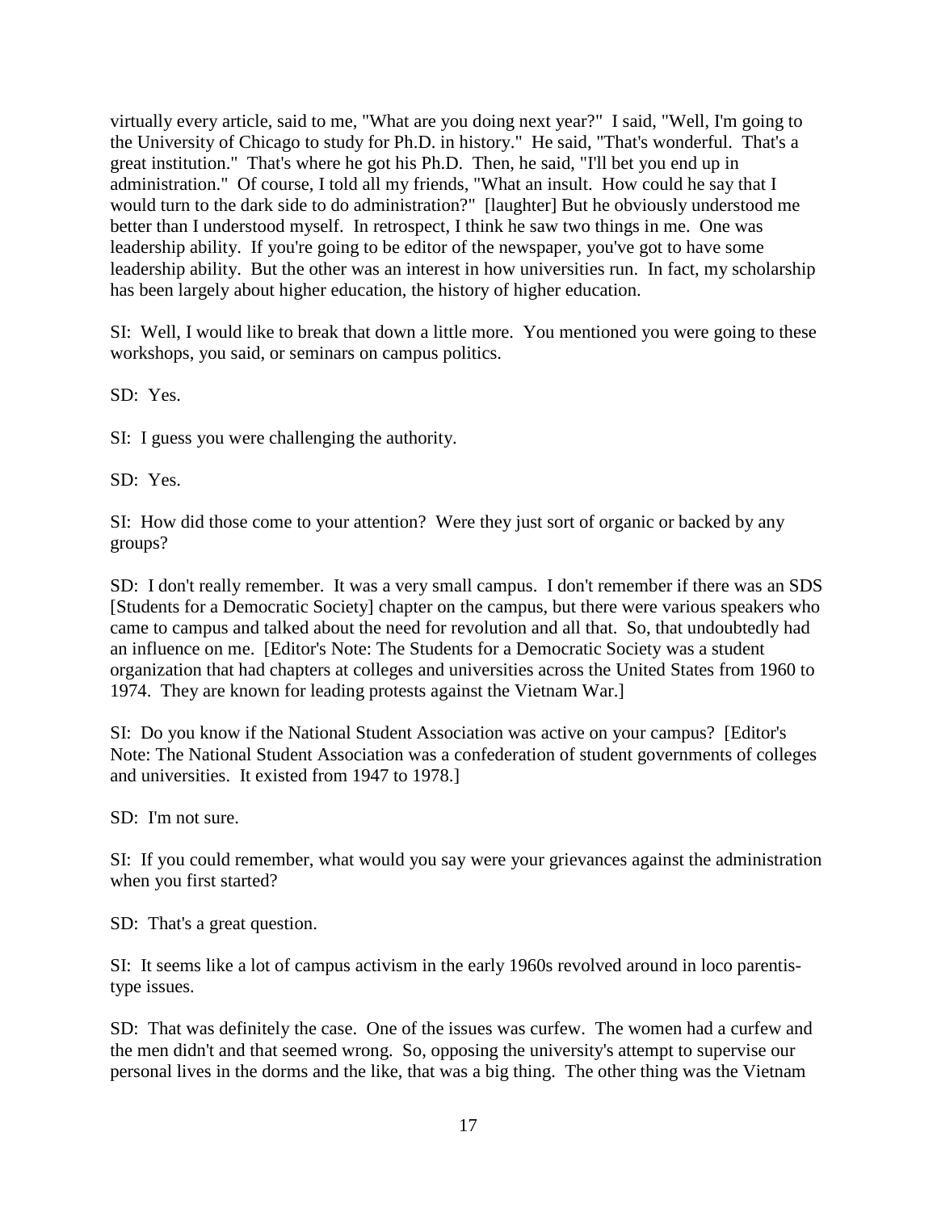virtually every article, said to me, "What are you doing next year?" I said, "Well, I'm going to the University of Chicago to study for Ph.D. in history." He said, "That's wonderful. That's a great institution." That's where he got his Ph.D. Then, he said, "I'll bet you end up in administration." Of course, I told all my friends, "What an insult. How could he say that I would turn to the dark side to do administration?" [laughter] But he obviously understood me better than I understood myself. In retrospect, I think he saw two things in me. One was leadership ability. If you're going to be editor of the newspaper, you've got to have some leadership ability. But the other was an interest in how universities run. In fact, my scholarship has been largely about higher education, the history of higher education.

SI: Well, I would like to break that down a little more. You mentioned you were going to these workshops, you said, or seminars on campus politics.

SD: Yes.

SI: I guess you were challenging the authority.

SD: Yes.

SI: How did those come to your attention? Were they just sort of organic or backed by any groups?

SD: I don't really remember. It was a very small campus. I don't remember if there was an SDS [Students for a Democratic Society] chapter on the campus, but there were various speakers who came to campus and talked about the need for revolution and all that. So, that undoubtedly had an influence on me. [Editor's Note: The Students for a Democratic Society was a student organization that had chapters at colleges and universities across the United States from 1960 to 1974. They are known for leading protests against the Vietnam War.]

SI: Do you know if the National Student Association was active on your campus? [Editor's Note: The National Student Association was a confederation of student governments of colleges and universities. It existed from 1947 to 1978.]

SD: I'm not sure.

SI: If you could remember, what would you say were your grievances against the administration when you first started?

SD: That's a great question.

SI: It seems like a lot of campus activism in the early 1960s revolved around in loco parentis-type issues.

SD: That was definitely the case. One of the issues was curfew. The women had a curfew and the men didn't and that seemed wrong. So, opposing the university's attempt to supervise our personal lives in the dorms and the like, that was a big thing. The other thing was the Vietnam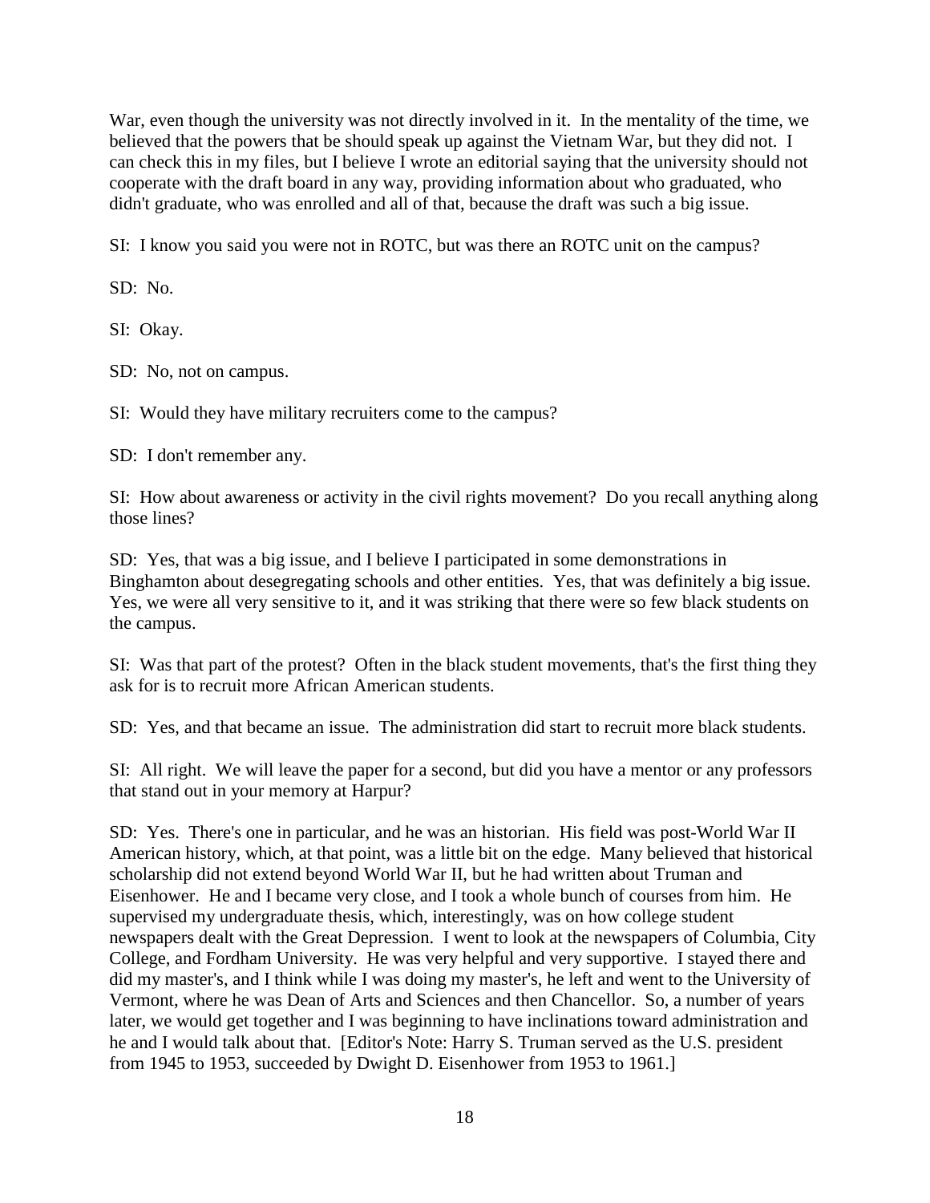War, even though the university was not directly involved in it. In the mentality of the time, we believed that the powers that be should speak up against the Vietnam War, but they did not. I can check this in my files, but I believe I wrote an editorial saying that the university should not cooperate with the draft board in any way, providing information about who graduated, who didn't graduate, who was enrolled and all of that, because the draft was such a big issue.

SI: I know you said you were not in ROTC, but was there an ROTC unit on the campus?

SD: No.

SI: Okay.

SD: No, not on campus.

SI: Would they have military recruiters come to the campus?

SD: I don't remember any.

SI: How about awareness or activity in the civil rights movement? Do you recall anything along those lines?

SD: Yes, that was a big issue, and I believe I participated in some demonstrations in Binghamton about desegregating schools and other entities. Yes, that was definitely a big issue. Yes, we were all very sensitive to it, and it was striking that there were so few black students on the campus.

SI: Was that part of the protest? Often in the black student movements, that's the first thing they ask for is to recruit more African American students.

SD: Yes, and that became an issue. The administration did start to recruit more black students.

SI: All right. We will leave the paper for a second, but did you have a mentor or any professors that stand out in your memory at Harpur?

SD: Yes. There's one in particular, and he was an historian. His field was post-World War II American history, which, at that point, was a little bit on the edge. Many believed that historical scholarship did not extend beyond World War II, but he had written about Truman and Eisenhower. He and I became very close, and I took a whole bunch of courses from him. He supervised my undergraduate thesis, which, interestingly, was on how college student newspapers dealt with the Great Depression. I went to look at the newspapers of Columbia, City College, and Fordham University. He was very helpful and very supportive. I stayed there and did my master's, and I think while I was doing my master's, he left and went to the University of Vermont, where he was Dean of Arts and Sciences and then Chancellor. So, a number of years later, we would get together and I was beginning to have inclinations toward administration and he and I would talk about that. [Editor's Note: Harry S. Truman served as the U.S. president from 1945 to 1953, succeeded by Dwight D. Eisenhower from 1953 to 1961.]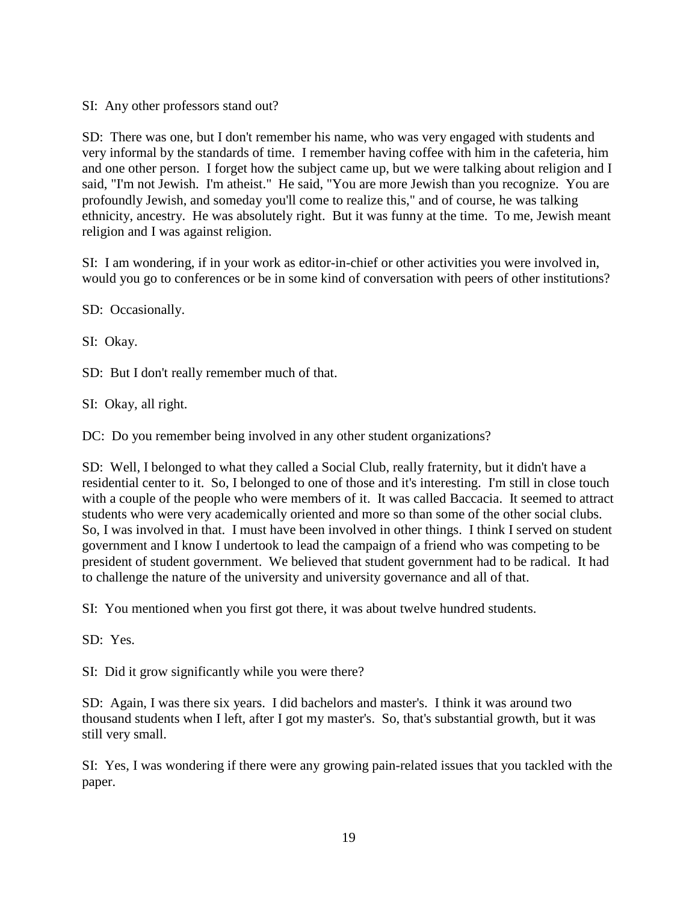SI: Any other professors stand out?

SD: There was one, but I don't remember his name, who was very engaged with students and very informal by the standards of time. I remember having coffee with him in the cafeteria, him and one other person. I forget how the subject came up, but we were talking about religion and I said, "I'm not Jewish. I'm atheist." He said, "You are more Jewish than you recognize. You are profoundly Jewish, and someday you'll come to realize this," and of course, he was talking ethnicity, ancestry. He was absolutely right. But it was funny at the time. To me, Jewish meant religion and I was against religion.

SI: I am wondering, if in your work as editor-in-chief or other activities you were involved in, would you go to conferences or be in some kind of conversation with peers of other institutions?

SD: Occasionally.

SI: Okay.

SD: But I don't really remember much of that.

SI: Okay, all right.

DC: Do you remember being involved in any other student organizations?

SD: Well, I belonged to what they called a Social Club, really fraternity, but it didn't have a residential center to it. So, I belonged to one of those and it's interesting. I'm still in close touch with a couple of the people who were members of it. It was called Baccacia. It seemed to attract students who were very academically oriented and more so than some of the other social clubs. So, I was involved in that. I must have been involved in other things. I think I served on student government and I know I undertook to lead the campaign of a friend who was competing to be president of student government. We believed that student government had to be radical. It had to challenge the nature of the university and university governance and all of that.

SI: You mentioned when you first got there, it was about twelve hundred students.

SD: Yes.

SI: Did it grow significantly while you were there?

SD: Again, I was there six years. I did bachelors and master's. I think it was around two thousand students when I left, after I got my master's. So, that's substantial growth, but it was still very small.

SI: Yes, I was wondering if there were any growing pain-related issues that you tackled with the paper.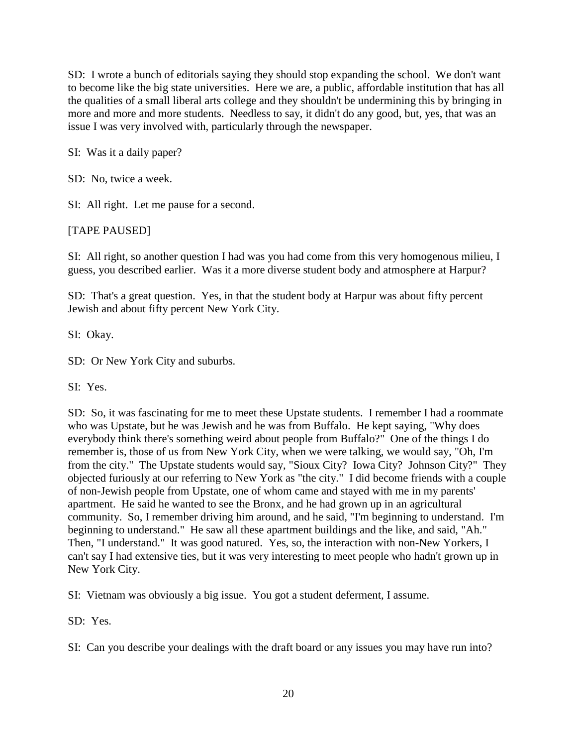SD: I wrote a bunch of editorials saying they should stop expanding the school. We don't want to become like the big state universities. Here we are, a public, affordable institution that has all the qualities of a small liberal arts college and they shouldn't be undermining this by bringing in more and more and more students. Needless to say, it didn't do any good, but, yes, that was an issue I was very involved with, particularly through the newspaper.

SI: Was it a daily paper?

SD: No, twice a week.

SI: All right. Let me pause for a second.

[TAPE PAUSED]

SI: All right, so another question I had was you had come from this very homogenous milieu, I guess, you described earlier. Was it a more diverse student body and atmosphere at Harpur?

SD: That's a great question. Yes, in that the student body at Harpur was about fifty percent Jewish and about fifty percent New York City.

SI: Okay.

SD: Or New York City and suburbs.

SI: Yes.

SD: So, it was fascinating for me to meet these Upstate students. I remember I had a roommate who was Upstate, but he was Jewish and he was from Buffalo. He kept saying, "Why does everybody think there's something weird about people from Buffalo?" One of the things I do remember is, those of us from New York City, when we were talking, we would say, "Oh, I'm from the city." The Upstate students would say, "Sioux City? Iowa City? Johnson City?" They objected furiously at our referring to New York as "the city." I did become friends with a couple of non-Jewish people from Upstate, one of whom came and stayed with me in my parents' apartment. He said he wanted to see the Bronx, and he had grown up in an agricultural community. So, I remember driving him around, and he said, "I'm beginning to understand. I'm beginning to understand." He saw all these apartment buildings and the like, and said, "Ah." Then, "I understand." It was good natured. Yes, so, the interaction with non-New Yorkers, I can't say I had extensive ties, but it was very interesting to meet people who hadn't grown up in New York City.

SI: Vietnam was obviously a big issue. You got a student deferment, I assume.

SD: Yes.

SI: Can you describe your dealings with the draft board or any issues you may have run into?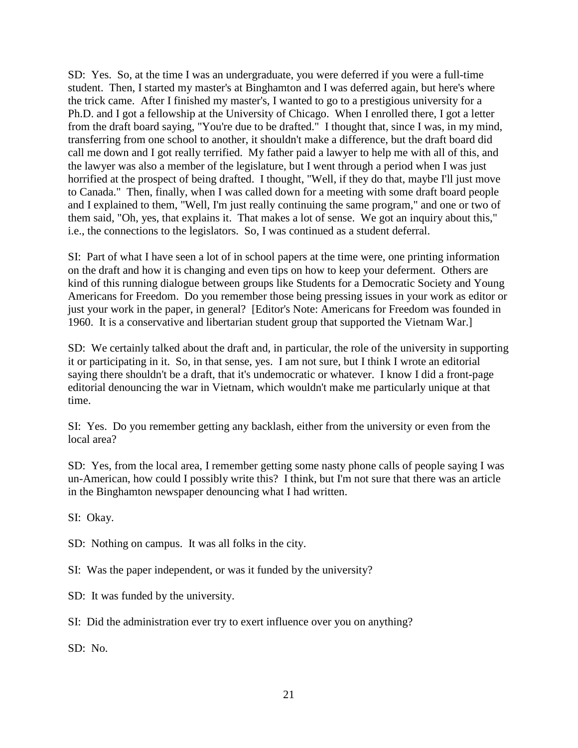SD: Yes. So, at the time I was an undergraduate, you were deferred if you were a full-time student. Then, I started my master's at Binghamton and I was deferred again, but here's where the trick came. After I finished my master's, I wanted to go to a prestigious university for a Ph.D. and I got a fellowship at the University of Chicago. When I enrolled there, I got a letter from the draft board saying, "You're due to be drafted." I thought that, since I was, in my mind, transferring from one school to another, it shouldn't make a difference, but the draft board did call me down and I got really terrified. My father paid a lawyer to help me with all of this, and the lawyer was also a member of the legislature, but I went through a period when I was just horrified at the prospect of being drafted. I thought, "Well, if they do that, maybe I'll just move to Canada." Then, finally, when I was called down for a meeting with some draft board people and I explained to them, "Well, I'm just really continuing the same program," and one or two of them said, "Oh, yes, that explains it. That makes a lot of sense. We got an inquiry about this," i.e., the connections to the legislators. So, I was continued as a student deferral.

SI: Part of what I have seen a lot of in school papers at the time were, one printing information on the draft and how it is changing and even tips on how to keep your deferment. Others are kind of this running dialogue between groups like Students for a Democratic Society and Young Americans for Freedom. Do you remember those being pressing issues in your work as editor or just your work in the paper, in general? [Editor's Note: Americans for Freedom was founded in 1960. It is a conservative and libertarian student group that supported the Vietnam War.]

SD: We certainly talked about the draft and, in particular, the role of the university in supporting it or participating in it. So, in that sense, yes. I am not sure, but I think I wrote an editorial saying there shouldn't be a draft, that it's undemocratic or whatever. I know I did a front-page editorial denouncing the war in Vietnam, which wouldn't make me particularly unique at that time.

SI: Yes. Do you remember getting any backlash, either from the university or even from the local area?

SD: Yes, from the local area, I remember getting some nasty phone calls of people saying I was un-American, how could I possibly write this? I think, but I'm not sure that there was an article in the Binghamton newspaper denouncing what I had written.

SI: Okay.

SD: Nothing on campus. It was all folks in the city.

SI: Was the paper independent, or was it funded by the university?

SD: It was funded by the university.

SI: Did the administration ever try to exert influence over you on anything?

SD: No.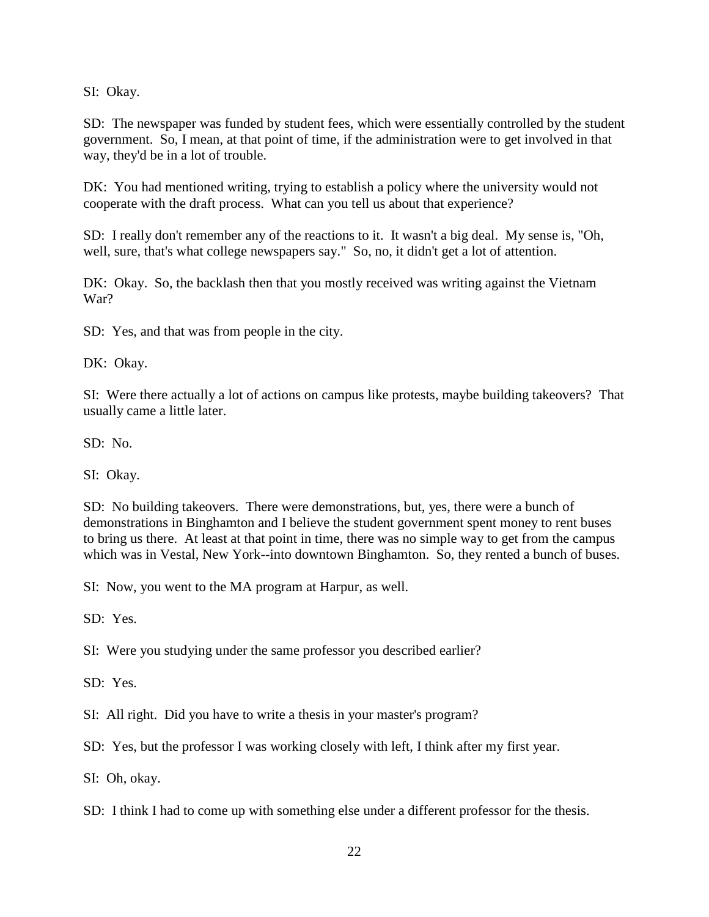SI: Okay.

SD: The newspaper was funded by student fees, which were essentially controlled by the student government. So, I mean, at that point of time, if the administration were to get involved in that way, they'd be in a lot of trouble.

DK: You had mentioned writing, trying to establish a policy where the university would not cooperate with the draft process. What can you tell us about that experience?

SD: I really don't remember any of the reactions to it. It wasn't a big deal. My sense is, "Oh, well, sure, that's what college newspapers say." So, no, it didn't get a lot of attention.

DK: Okay. So, the backlash then that you mostly received was writing against the Vietnam War?

SD: Yes, and that was from people in the city.

DK: Okay.

SI: Were there actually a lot of actions on campus like protests, maybe building takeovers? That usually came a little later.

SD: No.

SI: Okay.

SD: No building takeovers. There were demonstrations, but, yes, there were a bunch of demonstrations in Binghamton and I believe the student government spent money to rent buses to bring us there. At least at that point in time, there was no simple way to get from the campus which was in Vestal, New York--into downtown Binghamton. So, they rented a bunch of buses.

SI: Now, you went to the MA program at Harpur, as well.

SD: Yes.

SI: Were you studying under the same professor you described earlier?

SD: Yes.

SI: All right. Did you have to write a thesis in your master's program?

SD: Yes, but the professor I was working closely with left, I think after my first year.

SI: Oh, okay.

SD: I think I had to come up with something else under a different professor for the thesis.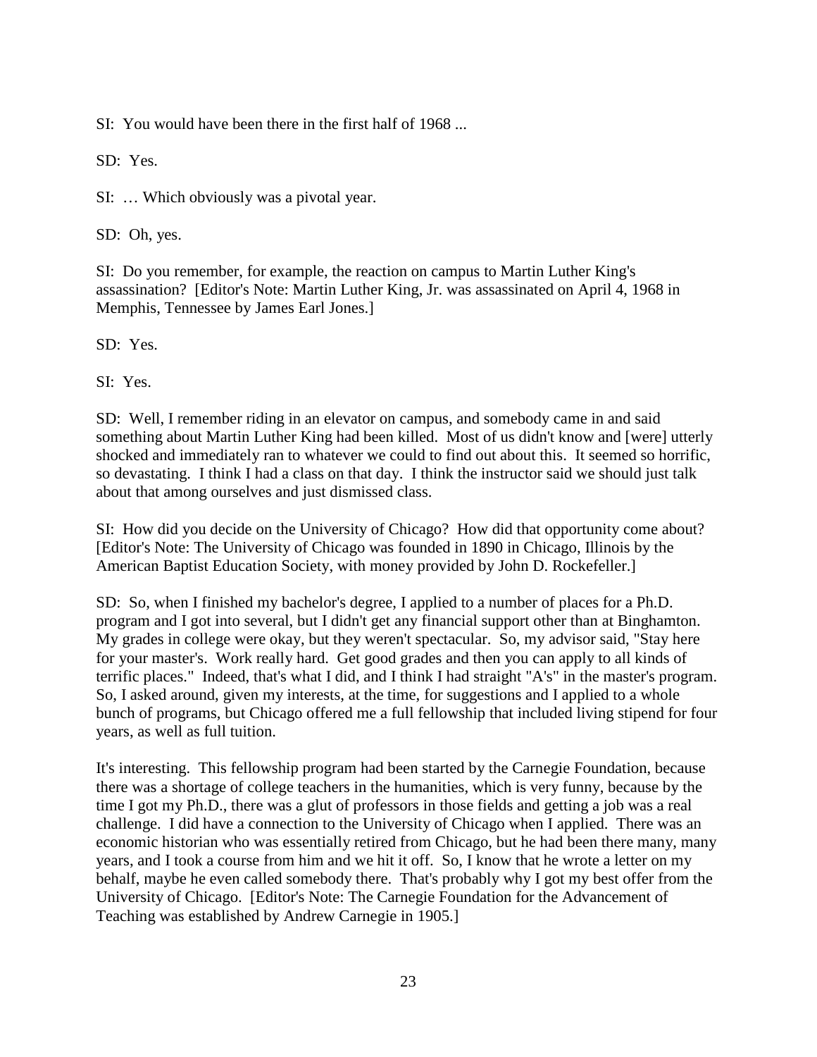SI: You would have been there in the first half of 1968 ...

SD: Yes.

SI: … Which obviously was a pivotal year.

SD: Oh, yes.

SI: Do you remember, for example, the reaction on campus to Martin Luther King's assassination? [Editor's Note: Martin Luther King, Jr. was assassinated on April 4, 1968 in Memphis, Tennessee by James Earl Jones.]

SD: Yes.

SI: Yes.

SD: Well, I remember riding in an elevator on campus, and somebody came in and said something about Martin Luther King had been killed. Most of us didn't know and [were] utterly shocked and immediately ran to whatever we could to find out about this. It seemed so horrific, so devastating. I think I had a class on that day. I think the instructor said we should just talk about that among ourselves and just dismissed class.

SI: How did you decide on the University of Chicago? How did that opportunity come about? [Editor's Note: The University of Chicago was founded in 1890 in Chicago, Illinois by the American Baptist Education Society, with money provided by John D. Rockefeller.]

SD: So, when I finished my bachelor's degree, I applied to a number of places for a Ph.D. program and I got into several, but I didn't get any financial support other than at Binghamton. My grades in college were okay, but they weren't spectacular. So, my advisor said, "Stay here for your master's. Work really hard. Get good grades and then you can apply to all kinds of terrific places." Indeed, that's what I did, and I think I had straight "A's" in the master's program. So, I asked around, given my interests, at the time, for suggestions and I applied to a whole bunch of programs, but Chicago offered me a full fellowship that included living stipend for four years, as well as full tuition.

It's interesting. This fellowship program had been started by the Carnegie Foundation, because there was a shortage of college teachers in the humanities, which is very funny, because by the time I got my Ph.D., there was a glut of professors in those fields and getting a job was a real challenge. I did have a connection to the University of Chicago when I applied. There was an economic historian who was essentially retired from Chicago, but he had been there many, many years, and I took a course from him and we hit it off. So, I know that he wrote a letter on my behalf, maybe he even called somebody there. That's probably why I got my best offer from the University of Chicago. [Editor's Note: The Carnegie Foundation for the Advancement of Teaching was established by Andrew Carnegie in 1905.]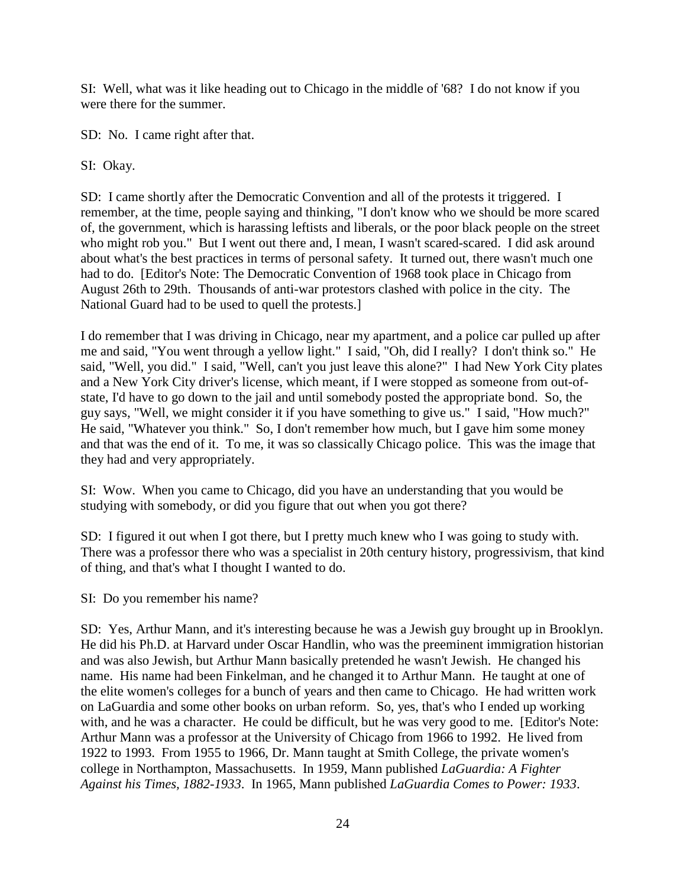SI: Well, what was it like heading out to Chicago in the middle of '68? I do not know if you were there for the summer.

SD: No. I came right after that.

SI: Okay.

SD: I came shortly after the Democratic Convention and all of the protests it triggered. I remember, at the time, people saying and thinking, "I don't know who we should be more scared of, the government, which is harassing leftists and liberals, or the poor black people on the street who might rob you." But I went out there and, I mean, I wasn't scared-scared. I did ask around about what's the best practices in terms of personal safety. It turned out, there wasn't much one had to do. [Editor's Note: The Democratic Convention of 1968 took place in Chicago from August 26th to 29th. Thousands of anti-war protestors clashed with police in the city. The National Guard had to be used to quell the protests.]

I do remember that I was driving in Chicago, near my apartment, and a police car pulled up after me and said, "You went through a yellow light." I said, "Oh, did I really? I don't think so." He said, "Well, you did." I said, "Well, can't you just leave this alone?" I had New York City plates and a New York City driver's license, which meant, if I were stopped as someone from out-of-state, I'd have to go down to the jail and until somebody posted the appropriate bond. So, the guy says, "Well, we might consider it if you have something to give us." I said, "How much?" He said, "Whatever you think." So, I don't remember how much, but I gave him some money and that was the end of it. To me, it was so classically Chicago police. This was the image that they had and very appropriately.

SI: Wow. When you came to Chicago, did you have an understanding that you would be studying with somebody, or did you figure that out when you got there?

SD: I figured it out when I got there, but I pretty much knew who I was going to study with. There was a professor there who was a specialist in 20th century history, progressivism, that kind of thing, and that's what I thought I wanted to do.

SI: Do you remember his name?

SD: Yes, Arthur Mann, and it's interesting because he was a Jewish guy brought up in Brooklyn. He did his Ph.D. at Harvard under Oscar Handlin, who was the preeminent immigration historian and was also Jewish, but Arthur Mann basically pretended he wasn't Jewish. He changed his name. His name had been Finkelman, and he changed it to Arthur Mann. He taught at one of the elite women's colleges for a bunch of years and then came to Chicago. He had written work on LaGuardia and some other books on urban reform. So, yes, that's who I ended up working with, and he was a character. He could be difficult, but he was very good to me. [Editor's Note: Arthur Mann was a professor at the University of Chicago from 1966 to 1992. He lived from 1922 to 1993. From 1955 to 1966, Dr. Mann taught at Smith College, the private women's college in Northampton, Massachusetts. In 1959, Mann published *LaGuardia: A Fighter Against his Times, 1882-1933*. In 1965, Mann published *LaGuardia Comes to Power: 1933*.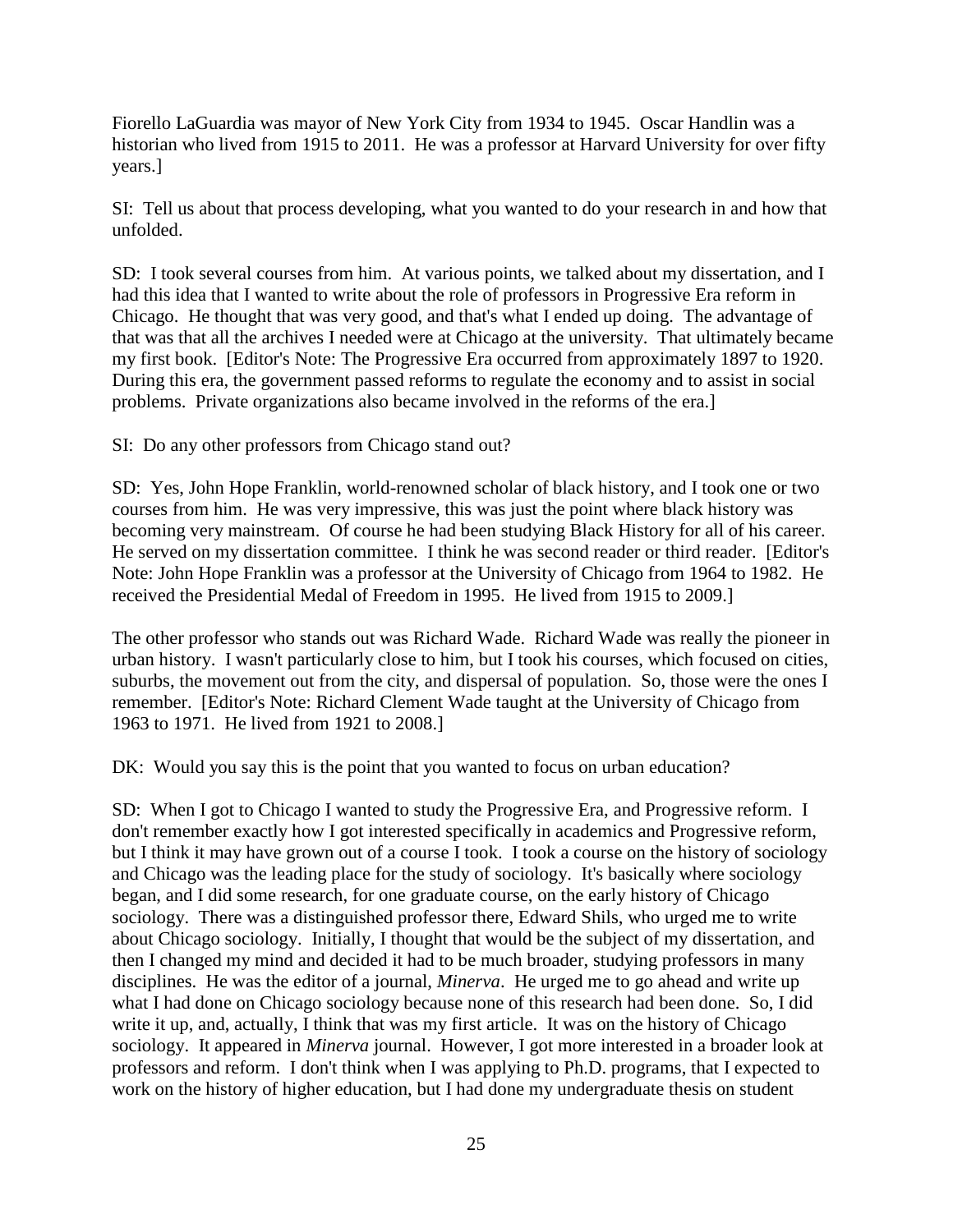Fiorello LaGuardia was mayor of New York City from 1934 to 1945. Oscar Handlin was a historian who lived from 1915 to 2011. He was a professor at Harvard University for over fifty years.]

SI: Tell us about that process developing, what you wanted to do your research in and how that unfolded.

SD: I took several courses from him. At various points, we talked about my dissertation, and I had this idea that I wanted to write about the role of professors in Progressive Era reform in Chicago. He thought that was very good, and that's what I ended up doing. The advantage of that was that all the archives I needed were at Chicago at the university. That ultimately became my first book. [Editor's Note: The Progressive Era occurred from approximately 1897 to 1920. During this era, the government passed reforms to regulate the economy and to assist in social problems. Private organizations also became involved in the reforms of the era.]

SI: Do any other professors from Chicago stand out?

SD: Yes, John Hope Franklin, world-renowned scholar of black history, and I took one or two courses from him. He was very impressive, this was just the point where black history was becoming very mainstream. Of course he had been studying Black History for all of his career. He served on my dissertation committee. I think he was second reader or third reader. [Editor's Note: John Hope Franklin was a professor at the University of Chicago from 1964 to 1982. He received the Presidential Medal of Freedom in 1995. He lived from 1915 to 2009.]

The other professor who stands out was Richard Wade. Richard Wade was really the pioneer in urban history. I wasn't particularly close to him, but I took his courses, which focused on cities, suburbs, the movement out from the city, and dispersal of population. So, those were the ones I remember. [Editor's Note: Richard Clement Wade taught at the University of Chicago from 1963 to 1971. He lived from 1921 to 2008.]

DK: Would you say this is the point that you wanted to focus on urban education?

SD: When I got to Chicago I wanted to study the Progressive Era, and Progressive reform. I don't remember exactly how I got interested specifically in academics and Progressive reform, but I think it may have grown out of a course I took. I took a course on the history of sociology and Chicago was the leading place for the study of sociology. It's basically where sociology began, and I did some research, for one graduate course, on the early history of Chicago sociology. There was a distinguished professor there, Edward Shils, who urged me to write about Chicago sociology. Initially, I thought that would be the subject of my dissertation, and then I changed my mind and decided it had to be much broader, studying professors in many disciplines. He was the editor of a journal, *Minerva*. He urged me to go ahead and write up what I had done on Chicago sociology because none of this research had been done. So, I did write it up, and, actually, I think that was my first article. It was on the history of Chicago sociology. It appeared in *Minerva* journal. However, I got more interested in a broader look at professors and reform. I don't think when I was applying to Ph.D. programs, that I expected to work on the history of higher education, but I had done my undergraduate thesis on student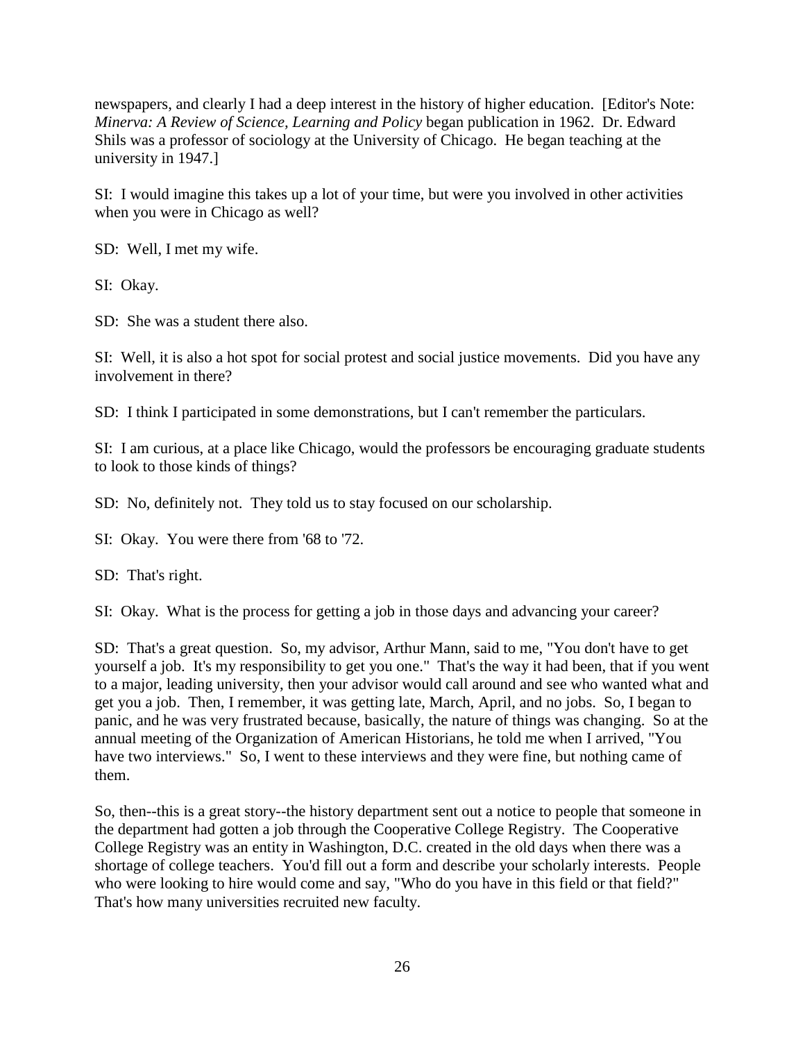newspapers, and clearly I had a deep interest in the history of higher education. [Editor's Note: *Minerva: A Review of Science, Learning and Policy* began publication in 1962. Dr. Edward Shils was a professor of sociology at the University of Chicago. He began teaching at the university in 1947.]

SI: I would imagine this takes up a lot of your time, but were you involved in other activities when you were in Chicago as well?

SD: Well, I met my wife.

SI: Okay.

SD: She was a student there also.

SI: Well, it is also a hot spot for social protest and social justice movements. Did you have any involvement in there?

SD: I think I participated in some demonstrations, but I can't remember the particulars.

SI: I am curious, at a place like Chicago, would the professors be encouraging graduate students to look to those kinds of things?

SD: No, definitely not. They told us to stay focused on our scholarship.

SI: Okay. You were there from '68 to '72.

SD: That's right.

SI: Okay. What is the process for getting a job in those days and advancing your career?

SD: That's a great question. So, my advisor, Arthur Mann, said to me, "You don't have to get yourself a job. It's my responsibility to get you one." That's the way it had been, that if you went to a major, leading university, then your advisor would call around and see who wanted what and get you a job. Then, I remember, it was getting late, March, April, and no jobs. So, I began to panic, and he was very frustrated because, basically, the nature of things was changing. So at the annual meeting of the Organization of American Historians, he told me when I arrived, "You have two interviews." So, I went to these interviews and they were fine, but nothing came of them.

So, then--this is a great story--the history department sent out a notice to people that someone in the department had gotten a job through the Cooperative College Registry. The Cooperative College Registry was an entity in Washington, D.C. created in the old days when there was a shortage of college teachers. You'd fill out a form and describe your scholarly interests. People who were looking to hire would come and say, "Who do you have in this field or that field?" That's how many universities recruited new faculty.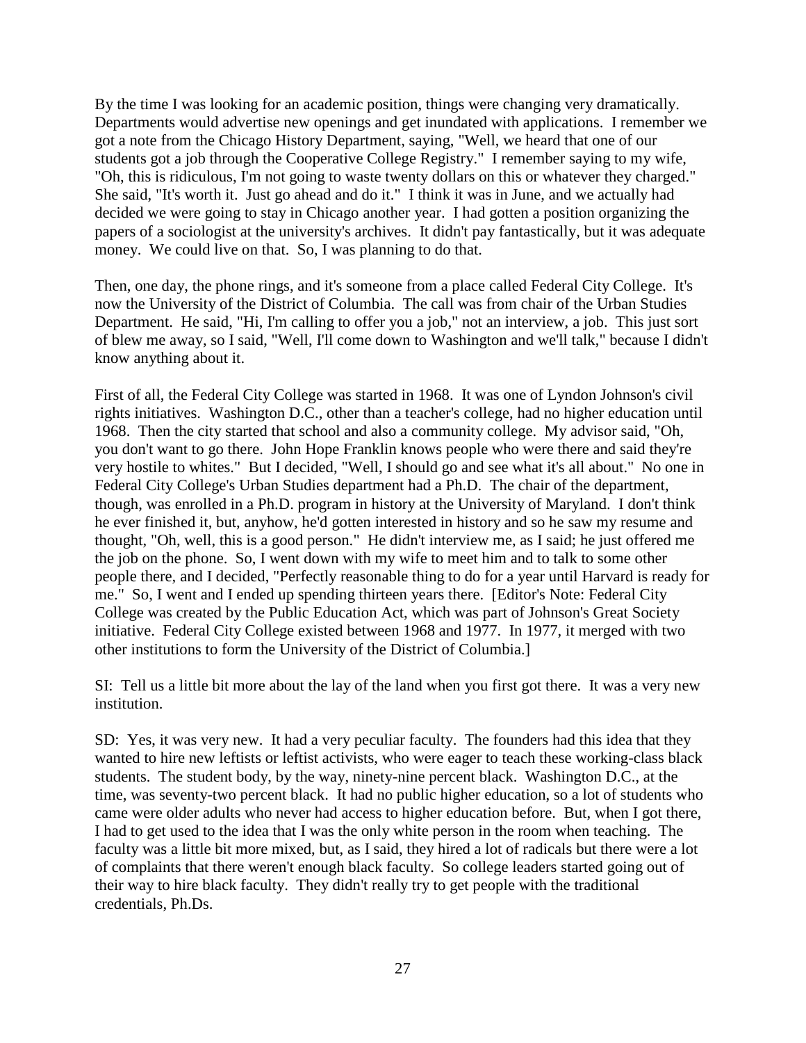By the time I was looking for an academic position, things were changing very dramatically. Departments would advertise new openings and get inundated with applications. I remember we got a note from the Chicago History Department, saying, "Well, we heard that one of our students got a job through the Cooperative College Registry." I remember saying to my wife, "Oh, this is ridiculous, I'm not going to waste twenty dollars on this or whatever they charged." She said, "It's worth it. Just go ahead and do it." I think it was in June, and we actually had decided we were going to stay in Chicago another year. I had gotten a position organizing the papers of a sociologist at the university's archives. It didn't pay fantastically, but it was adequate money. We could live on that. So, I was planning to do that.

Then, one day, the phone rings, and it's someone from a place called Federal City College. It's now the University of the District of Columbia. The call was from chair of the Urban Studies Department. He said, "Hi, I'm calling to offer you a job," not an interview, a job. This just sort of blew me away, so I said, "Well, I'll come down to Washington and we'll talk," because I didn't know anything about it.

First of all, the Federal City College was started in 1968. It was one of Lyndon Johnson's civil rights initiatives. Washington D.C., other than a teacher's college, had no higher education until 1968. Then the city started that school and also a community college. My advisor said, "Oh, you don't want to go there. John Hope Franklin knows people who were there and said they're very hostile to whites." But I decided, "Well, I should go and see what it's all about." No one in Federal City College's Urban Studies department had a Ph.D. The chair of the department, though, was enrolled in a Ph.D. program in history at the University of Maryland. I don't think he ever finished it, but, anyhow, he'd gotten interested in history and so he saw my resume and thought, "Oh, well, this is a good person." He didn't interview me, as I said; he just offered me the job on the phone. So, I went down with my wife to meet him and to talk to some other people there, and I decided, "Perfectly reasonable thing to do for a year until Harvard is ready for me." So, I went and I ended up spending thirteen years there. [Editor's Note: Federal City College was created by the Public Education Act, which was part of Johnson's Great Society initiative. Federal City College existed between 1968 and 1977. In 1977, it merged with two other institutions to form the University of the District of Columbia.]

SI: Tell us a little bit more about the lay of the land when you first got there. It was a very new institution.

SD: Yes, it was very new. It had a very peculiar faculty. The founders had this idea that they wanted to hire new leftists or leftist activists, who were eager to teach these working-class black students. The student body, by the way, ninety-nine percent black. Washington D.C., at the time, was seventy-two percent black. It had no public higher education, so a lot of students who came were older adults who never had access to higher education before. But, when I got there, I had to get used to the idea that I was the only white person in the room when teaching. The faculty was a little bit more mixed, but, as I said, they hired a lot of radicals but there were a lot of complaints that there weren't enough black faculty. So college leaders started going out of their way to hire black faculty. They didn't really try to get people with the traditional credentials, Ph.Ds.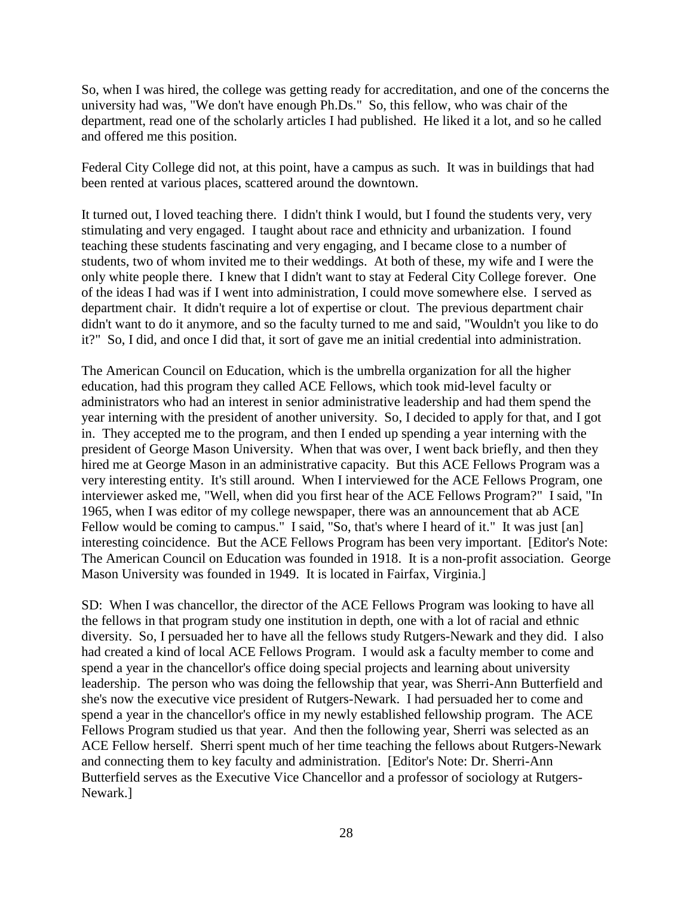So, when I was hired, the college was getting ready for accreditation, and one of the concerns the university had was, "We don't have enough Ph.Ds." So, this fellow, who was chair of the department, read one of the scholarly articles I had published. He liked it a lot, and so he called and offered me this position.

Federal City College did not, at this point, have a campus as such. It was in buildings that had been rented at various places, scattered around the downtown.

It turned out, I loved teaching there. I didn't think I would, but I found the students very, very stimulating and very engaged. I taught about race and ethnicity and urbanization. I found teaching these students fascinating and very engaging, and I became close to a number of students, two of whom invited me to their weddings. At both of these, my wife and I were the only white people there. I knew that I didn't want to stay at Federal City College forever. One of the ideas I had was if I went into administration, I could move somewhere else. I served as department chair. It didn't require a lot of expertise or clout. The previous department chair didn't want to do it anymore, and so the faculty turned to me and said, "Wouldn't you like to do it?" So, I did, and once I did that, it sort of gave me an initial credential into administration.

The American Council on Education, which is the umbrella organization for all the higher education, had this program they called ACE Fellows, which took mid-level faculty or administrators who had an interest in senior administrative leadership and had them spend the year interning with the president of another university. So, I decided to apply for that, and I got in. They accepted me to the program, and then I ended up spending a year interning with the president of George Mason University. When that was over, I went back briefly, and then they hired me at George Mason in an administrative capacity. But this ACE Fellows Program was a very interesting entity. It's still around. When I interviewed for the ACE Fellows Program, one interviewer asked me, "Well, when did you first hear of the ACE Fellows Program?" I said, "In 1965, when I was editor of my college newspaper, there was an announcement that ab ACE Fellow would be coming to campus." I said, "So, that's where I heard of it." It was just [an] interesting coincidence. But the ACE Fellows Program has been very important. [Editor's Note: The American Council on Education was founded in 1918. It is a non-profit association. George Mason University was founded in 1949. It is located in Fairfax, Virginia.]

SD: When I was chancellor, the director of the ACE Fellows Program was looking to have all the fellows in that program study one institution in depth, one with a lot of racial and ethnic diversity. So, I persuaded her to have all the fellows study Rutgers-Newark and they did. I also had created a kind of local ACE Fellows Program. I would ask a faculty member to come and spend a year in the chancellor's office doing special projects and learning about university leadership. The person who was doing the fellowship that year, was Sherri-Ann Butterfield and she's now the executive vice president of Rutgers-Newark. I had persuaded her to come and spend a year in the chancellor's office in my newly established fellowship program. The ACE Fellows Program studied us that year. And then the following year, Sherri was selected as an ACE Fellow herself. Sherri spent much of her time teaching the fellows about Rutgers-Newark and connecting them to key faculty and administration. [Editor's Note: Dr. Sherri-Ann Butterfield serves as the Executive Vice Chancellor and a professor of sociology at Rutgers-Newark.]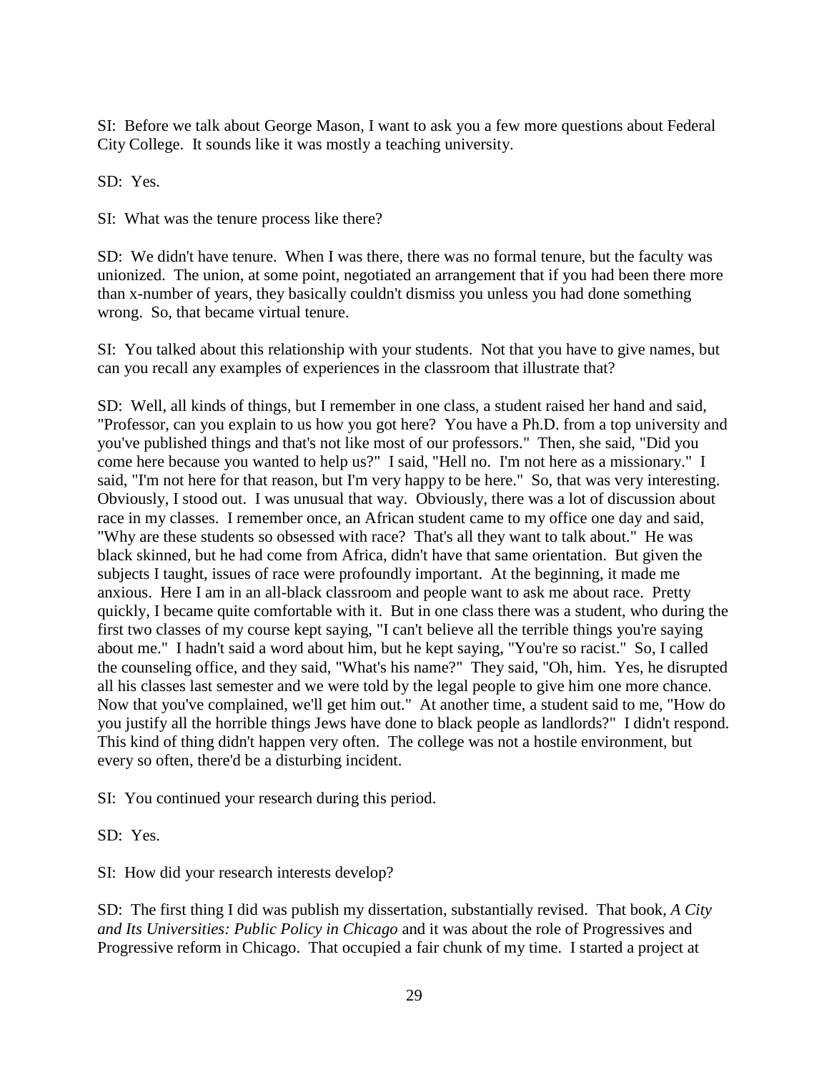SI: Before we talk about George Mason, I want to ask you a few more questions about Federal City College. It sounds like it was mostly a teaching university.

SD: Yes.

SI: What was the tenure process like there?

SD: We didn't have tenure. When I was there, there was no formal tenure, but the faculty was unionized. The union, at some point, negotiated an arrangement that if you had been there more than x-number of years, they basically couldn't dismiss you unless you had done something wrong. So, that became virtual tenure.

SI: You talked about this relationship with your students. Not that you have to give names, but can you recall any examples of experiences in the classroom that illustrate that?

SD: Well, all kinds of things, but I remember in one class, a student raised her hand and said, "Professor, can you explain to us how you got here? You have a Ph.D. from a top university and you've published things and that's not like most of our professors." Then, she said, "Did you come here because you wanted to help us?" I said, "Hell no. I'm not here as a missionary." I said, "I'm not here for that reason, but I'm very happy to be here." So, that was very interesting. Obviously, I stood out. I was unusual that way. Obviously, there was a lot of discussion about race in my classes. I remember once, an African student came to my office one day and said, "Why are these students so obsessed with race? That's all they want to talk about." He was black skinned, but he had come from Africa, didn't have that same orientation. But given the subjects I taught, issues of race were profoundly important. At the beginning, it made me anxious. Here I am in an all-black classroom and people want to ask me about race. Pretty quickly, I became quite comfortable with it. But in one class there was a student, who during the first two classes of my course kept saying, "I can't believe all the terrible things you're saying about me." I hadn't said a word about him, but he kept saying, "You're so racist." So, I called the counseling office, and they said, "What's his name?" They said, "Oh, him. Yes, he disrupted all his classes last semester and we were told by the legal people to give him one more chance. Now that you've complained, we'll get him out." At another time, a student said to me, "How do you justify all the horrible things Jews have done to black people as landlords?" I didn't respond. This kind of thing didn't happen very often. The college was not a hostile environment, but every so often, there'd be a disturbing incident.

SI: You continued your research during this period.

SD: Yes.

SI: How did your research interests develop?

SD: The first thing I did was publish my dissertation, substantially revised. That book, *A City and Its Universities: Public Policy in Chicago* and it was about the role of Progressives and Progressive reform in Chicago. That occupied a fair chunk of my time. I started a project at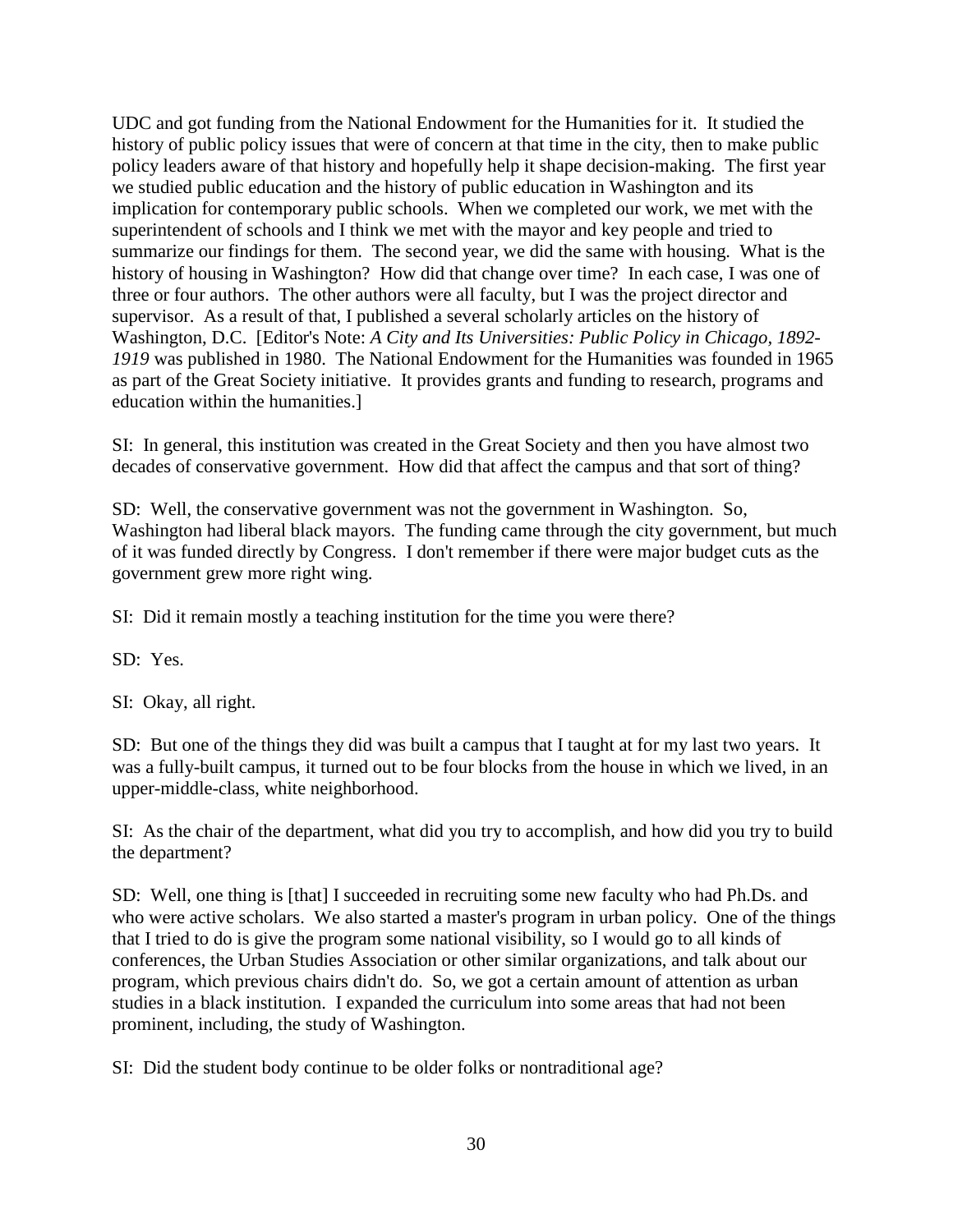UDC and got funding from the National Endowment for the Humanities for it. It studied the history of public policy issues that were of concern at that time in the city, then to make public policy leaders aware of that history and hopefully help it shape decision-making. The first year we studied public education and the history of public education in Washington and its implication for contemporary public schools. When we completed our work, we met with the superintendent of schools and I think we met with the mayor and key people and tried to summarize our findings for them. The second year, we did the same with housing. What is the history of housing in Washington? How did that change over time? In each case, I was one of three or four authors. The other authors were all faculty, but I was the project director and supervisor. As a result of that, I published a several scholarly articles on the history of Washington, D.C. [Editor's Note: *A City and Its Universities: Public Policy in Chicago, 1892-1919* was published in 1980. The National Endowment for the Humanities was founded in 1965 as part of the Great Society initiative. It provides grants and funding to research, programs and education within the humanities.]

SI: In general, this institution was created in the Great Society and then you have almost two decades of conservative government. How did that affect the campus and that sort of thing?

SD: Well, the conservative government was not the government in Washington. So, Washington had liberal black mayors. The funding came through the city government, but much of it was funded directly by Congress. I don't remember if there were major budget cuts as the government grew more right wing.

SI: Did it remain mostly a teaching institution for the time you were there?

SD: Yes.

SI: Okay, all right.

SD: But one of the things they did was built a campus that I taught at for my last two years. It was a fully-built campus, it turned out to be four blocks from the house in which we lived, in an upper-middle-class, white neighborhood.

SI: As the chair of the department, what did you try to accomplish, and how did you try to build the department?

SD: Well, one thing is [that] I succeeded in recruiting some new faculty who had Ph.Ds. and who were active scholars. We also started a master's program in urban policy. One of the things that I tried to do is give the program some national visibility, so I would go to all kinds of conferences, the Urban Studies Association or other similar organizations, and talk about our program, which previous chairs didn't do. So, we got a certain amount of attention as urban studies in a black institution. I expanded the curriculum into some areas that had not been prominent, including, the study of Washington.

SI: Did the student body continue to be older folks or nontraditional age?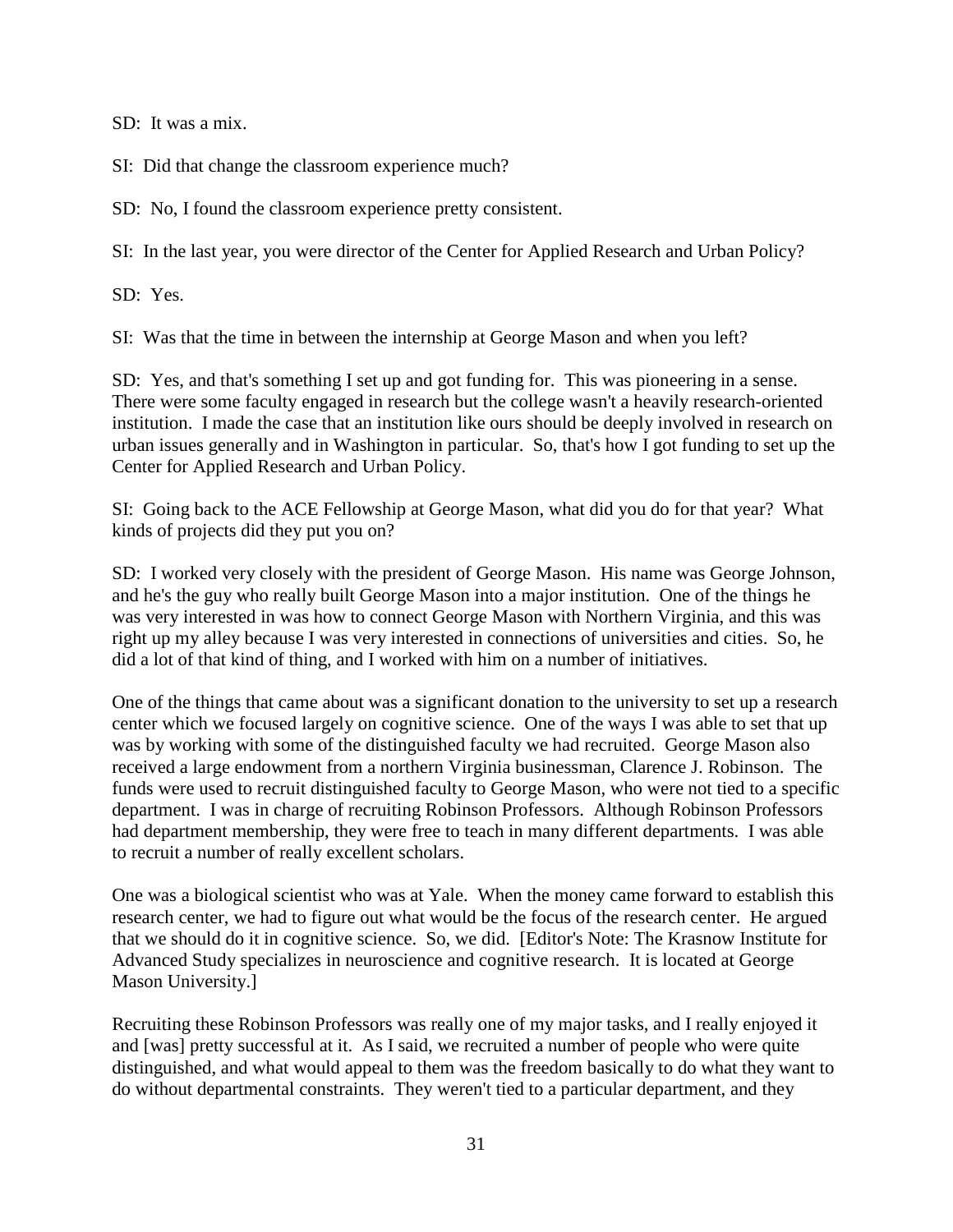SD: It was a mix.

SI: Did that change the classroom experience much?

SD: No, I found the classroom experience pretty consistent.

SI: In the last year, you were director of the Center for Applied Research and Urban Policy?

SD: Yes.

SI: Was that the time in between the internship at George Mason and when you left?

SD: Yes, and that's something I set up and got funding for. This was pioneering in a sense. There were some faculty engaged in research but the college wasn't a heavily research-oriented institution. I made the case that an institution like ours should be deeply involved in research on urban issues generally and in Washington in particular. So, that's how I got funding to set up the Center for Applied Research and Urban Policy.

SI: Going back to the ACE Fellowship at George Mason, what did you do for that year? What kinds of projects did they put you on?

SD: I worked very closely with the president of George Mason. His name was George Johnson, and he's the guy who really built George Mason into a major institution. One of the things he was very interested in was how to connect George Mason with Northern Virginia, and this was right up my alley because I was very interested in connections of universities and cities. So, he did a lot of that kind of thing, and I worked with him on a number of initiatives.

One of the things that came about was a significant donation to the university to set up a research center which we focused largely on cognitive science. One of the ways I was able to set that up was by working with some of the distinguished faculty we had recruited. George Mason also received a large endowment from a northern Virginia businessman, Clarence J. Robinson. The funds were used to recruit distinguished faculty to George Mason, who were not tied to a specific department. I was in charge of recruiting Robinson Professors. Although Robinson Professors had department membership, they were free to teach in many different departments. I was able to recruit a number of really excellent scholars.

One was a biological scientist who was at Yale. When the money came forward to establish this research center, we had to figure out what would be the focus of the research center. He argued that we should do it in cognitive science. So, we did. [Editor's Note: The Krasnow Institute for Advanced Study specializes in neuroscience and cognitive research. It is located at George Mason University.]

Recruiting these Robinson Professors was really one of my major tasks, and I really enjoyed it and [was] pretty successful at it. As I said, we recruited a number of people who were quite distinguished, and what would appeal to them was the freedom basically to do what they want to do without departmental constraints. They weren't tied to a particular department, and they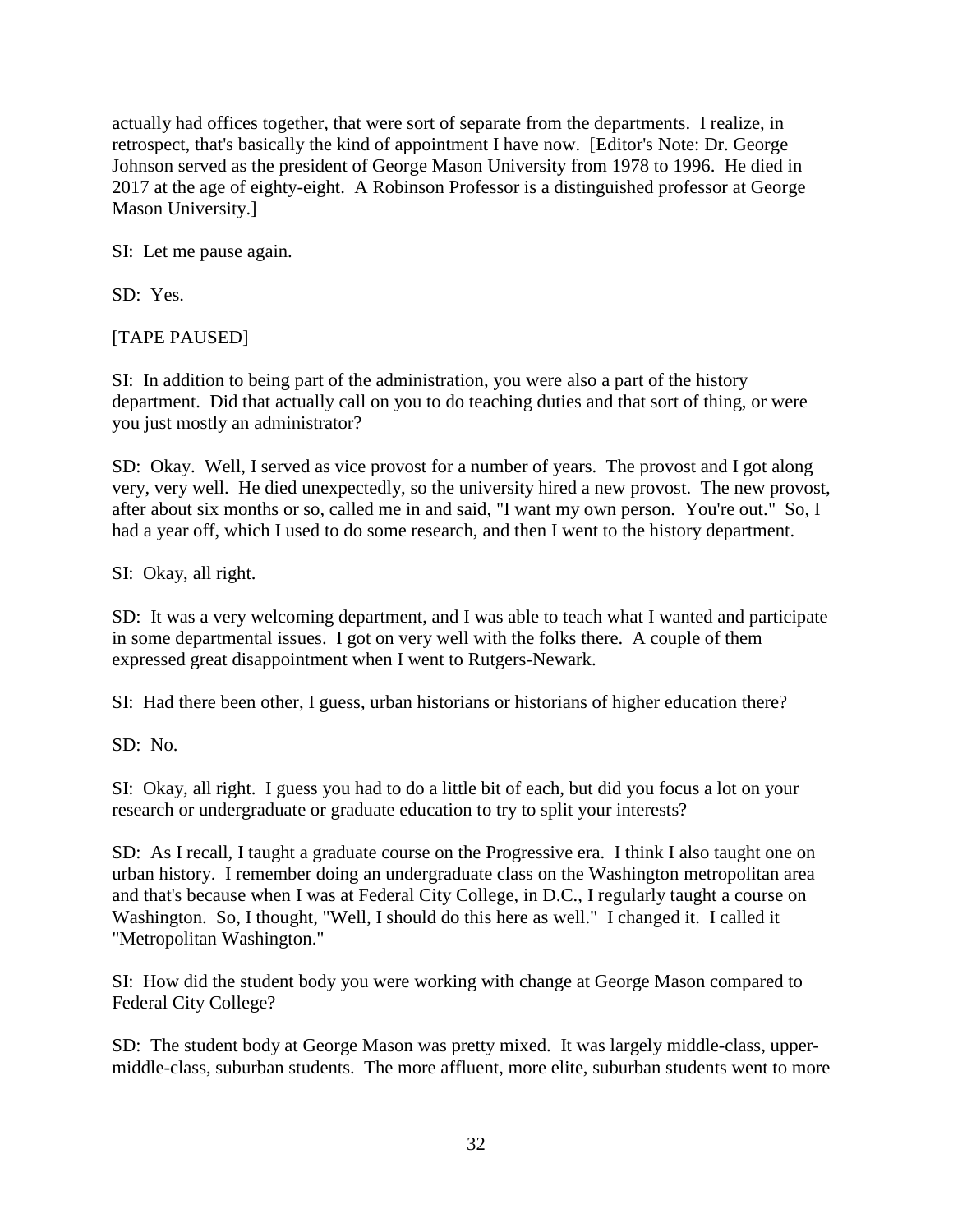actually had offices together, that were sort of separate from the departments. I realize, in retrospect, that's basically the kind of appointment I have now. [Editor's Note: Dr. George Johnson served as the president of George Mason University from 1978 to 1996. He died in 2017 at the age of eighty-eight. A Robinson Professor is a distinguished professor at George Mason University.]

SI: Let me pause again.

SD: Yes.

[TAPE PAUSED]

SI: In addition to being part of the administration, you were also a part of the history department. Did that actually call on you to do teaching duties and that sort of thing, or were you just mostly an administrator?

SD: Okay. Well, I served as vice provost for a number of years. The provost and I got along very, very well. He died unexpectedly, so the university hired a new provost. The new provost, after about six months or so, called me in and said, "I want my own person. You're out." So, I had a year off, which I used to do some research, and then I went to the history department.

SI: Okay, all right.

SD: It was a very welcoming department, and I was able to teach what I wanted and participate in some departmental issues. I got on very well with the folks there. A couple of them expressed great disappointment when I went to Rutgers-Newark.

SI: Had there been other, I guess, urban historians or historians of higher education there?

SD: No.

SI: Okay, all right. I guess you had to do a little bit of each, but did you focus a lot on your research or undergraduate or graduate education to try to split your interests?

SD: As I recall, I taught a graduate course on the Progressive era. I think I also taught one on urban history. I remember doing an undergraduate class on the Washington metropolitan area and that's because when I was at Federal City College, in D.C., I regularly taught a course on Washington. So, I thought, "Well, I should do this here as well." I changed it. I called it "Metropolitan Washington."

SI: How did the student body you were working with change at George Mason compared to Federal City College?

SD: The student body at George Mason was pretty mixed. It was largely middle-class, upper-middle-class, suburban students. The more affluent, more elite, suburban students went to more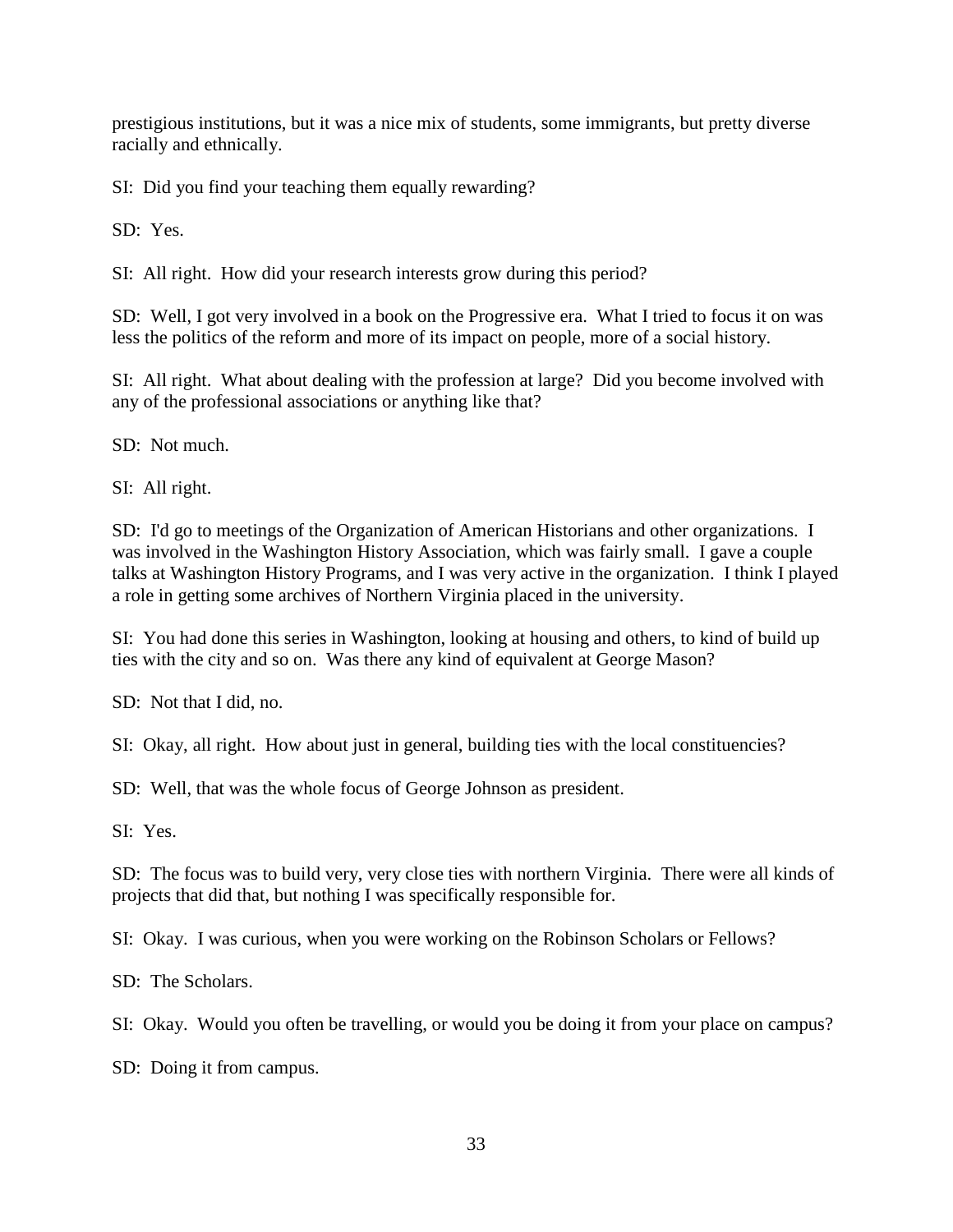prestigious institutions, but it was a nice mix of students, some immigrants, but pretty diverse racially and ethnically.

SI: Did you find your teaching them equally rewarding?

SD: Yes.

SI: All right. How did your research interests grow during this period?

SD: Well, I got very involved in a book on the Progressive era. What I tried to focus it on was less the politics of the reform and more of its impact on people, more of a social history.

SI: All right. What about dealing with the profession at large? Did you become involved with any of the professional associations or anything like that?

SD: Not much.

SI: All right.

SD: I'd go to meetings of the Organization of American Historians and other organizations. I was involved in the Washington History Association, which was fairly small. I gave a couple talks at Washington History Programs, and I was very active in the organization. I think I played a role in getting some archives of Northern Virginia placed in the university.

SI: You had done this series in Washington, looking at housing and others, to kind of build up ties with the city and so on. Was there any kind of equivalent at George Mason?

SD: Not that I did, no.

SI: Okay, all right. How about just in general, building ties with the local constituencies?

SD: Well, that was the whole focus of George Johnson as president.

SI: Yes.

SD: The focus was to build very, very close ties with northern Virginia. There were all kinds of projects that did that, but nothing I was specifically responsible for.

SI: Okay. I was curious, when you were working on the Robinson Scholars or Fellows?

SD: The Scholars.

SI: Okay. Would you often be travelling, or would you be doing it from your place on campus?

SD: Doing it from campus.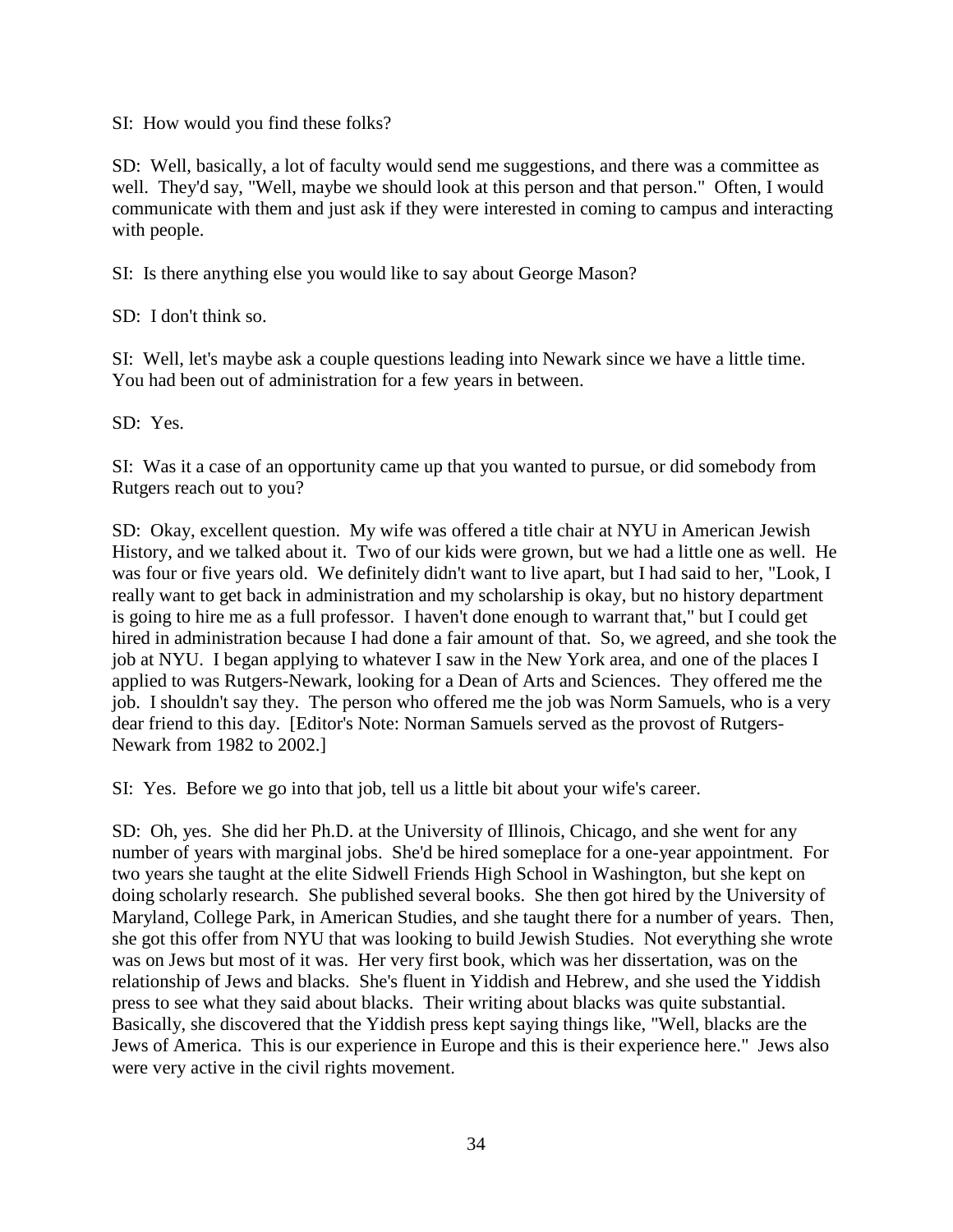SI: How would you find these folks?

SD: Well, basically, a lot of faculty would send me suggestions, and there was a committee as well. They'd say, "Well, maybe we should look at this person and that person." Often, I would communicate with them and just ask if they were interested in coming to campus and interacting with people.

SI: Is there anything else you would like to say about George Mason?

SD: I don't think so.

SI: Well, let's maybe ask a couple questions leading into Newark since we have a little time. You had been out of administration for a few years in between.

SD: Yes.

SI: Was it a case of an opportunity came up that you wanted to pursue, or did somebody from Rutgers reach out to you?

SD: Okay, excellent question. My wife was offered a title chair at NYU in American Jewish History, and we talked about it. Two of our kids were grown, but we had a little one as well. He was four or five years old. We definitely didn't want to live apart, but I had said to her, "Look, I really want to get back in administration and my scholarship is okay, but no history department is going to hire me as a full professor. I haven't done enough to warrant that," but I could get hired in administration because I had done a fair amount of that. So, we agreed, and she took the job at NYU. I began applying to whatever I saw in the New York area, and one of the places I applied to was Rutgers-Newark, looking for a Dean of Arts and Sciences. They offered me the job. I shouldn't say they. The person who offered me the job was Norm Samuels, who is a very dear friend to this day. [Editor's Note: Norman Samuels served as the provost of Rutgers-Newark from 1982 to 2002.]

SI: Yes. Before we go into that job, tell us a little bit about your wife's career.

SD: Oh, yes. She did her Ph.D. at the University of Illinois, Chicago, and she went for any number of years with marginal jobs. She'd be hired someplace for a one-year appointment. For two years she taught at the elite Sidwell Friends High School in Washington, but she kept on doing scholarly research. She published several books. She then got hired by the University of Maryland, College Park, in American Studies, and she taught there for a number of years. Then, she got this offer from NYU that was looking to build Jewish Studies. Not everything she wrote was on Jews but most of it was. Her very first book, which was her dissertation, was on the relationship of Jews and blacks. She's fluent in Yiddish and Hebrew, and she used the Yiddish press to see what they said about blacks. Their writing about blacks was quite substantial. Basically, she discovered that the Yiddish press kept saying things like, "Well, blacks are the Jews of America. This is our experience in Europe and this is their experience here." Jews also were very active in the civil rights movement.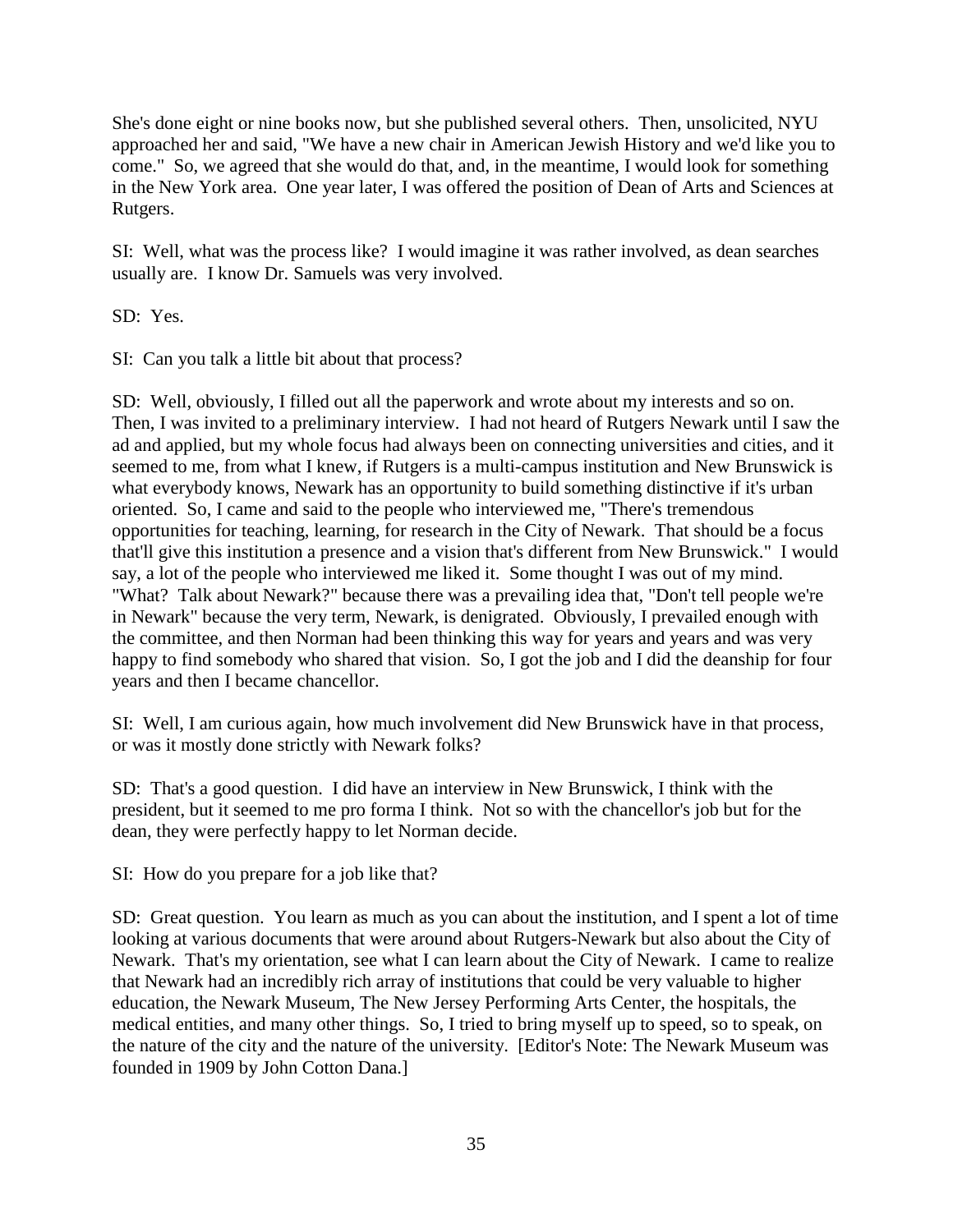She's done eight or nine books now, but she published several others. Then, unsolicited, NYU approached her and said, "We have a new chair in American Jewish History and we'd like you to come." So, we agreed that she would do that, and, in the meantime, I would look for something in the New York area. One year later, I was offered the position of Dean of Arts and Sciences at Rutgers.

SI: Well, what was the process like? I would imagine it was rather involved, as dean searches usually are. I know Dr. Samuels was very involved.

SD: Yes.

SI: Can you talk a little bit about that process?

SD: Well, obviously, I filled out all the paperwork and wrote about my interests and so on. Then, I was invited to a preliminary interview. I had not heard of Rutgers Newark until I saw the ad and applied, but my whole focus had always been on connecting universities and cities, and it seemed to me, from what I knew, if Rutgers is a multi-campus institution and New Brunswick is what everybody knows, Newark has an opportunity to build something distinctive if it's urban oriented. So, I came and said to the people who interviewed me, "There's tremendous opportunities for teaching, learning, for research in the City of Newark. That should be a focus that'll give this institution a presence and a vision that's different from New Brunswick." I would say, a lot of the people who interviewed me liked it. Some thought I was out of my mind. "What? Talk about Newark?" because there was a prevailing idea that, "Don't tell people we're in Newark" because the very term, Newark, is denigrated. Obviously, I prevailed enough with the committee, and then Norman had been thinking this way for years and years and was very happy to find somebody who shared that vision. So, I got the job and I did the deanship for four years and then I became chancellor.

SI: Well, I am curious again, how much involvement did New Brunswick have in that process, or was it mostly done strictly with Newark folks?

SD: That's a good question. I did have an interview in New Brunswick, I think with the president, but it seemed to me pro forma I think. Not so with the chancellor's job but for the dean, they were perfectly happy to let Norman decide.

SI: How do you prepare for a job like that?

SD: Great question. You learn as much as you can about the institution, and I spent a lot of time looking at various documents that were around about Rutgers-Newark but also about the City of Newark. That's my orientation, see what I can learn about the City of Newark. I came to realize that Newark had an incredibly rich array of institutions that could be very valuable to higher education, the Newark Museum, The New Jersey Performing Arts Center, the hospitals, the medical entities, and many other things. So, I tried to bring myself up to speed, so to speak, on the nature of the city and the nature of the university. [Editor's Note: The Newark Museum was founded in 1909 by John Cotton Dana.]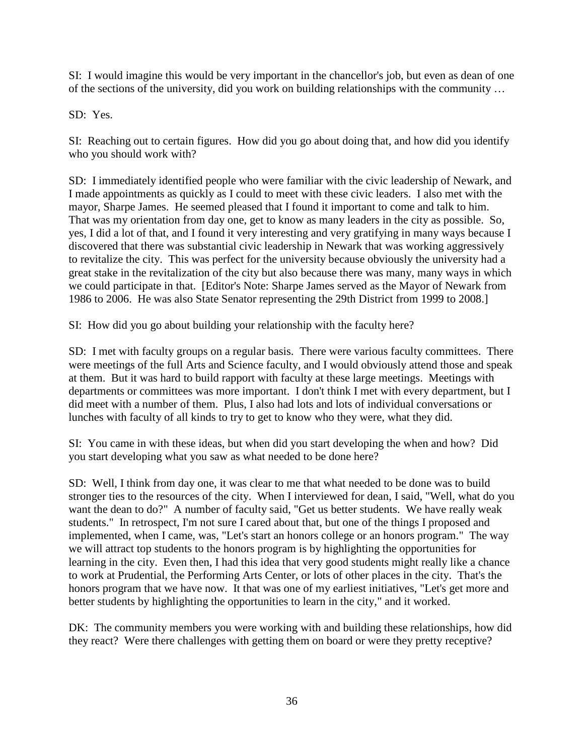SI: I would imagine this would be very important in the chancellor's job, but even as dean of one of the sections of the university, did you work on building relationships with the community …

SD: Yes.

SI: Reaching out to certain figures. How did you go about doing that, and how did you identify who you should work with?

SD: I immediately identified people who were familiar with the civic leadership of Newark, and I made appointments as quickly as I could to meet with these civic leaders. I also met with the mayor, Sharpe James. He seemed pleased that I found it important to come and talk to him. That was my orientation from day one, get to know as many leaders in the city as possible. So, yes, I did a lot of that, and I found it very interesting and very gratifying in many ways because I discovered that there was substantial civic leadership in Newark that was working aggressively to revitalize the city. This was perfect for the university because obviously the university had a great stake in the revitalization of the city but also because there was many, many ways in which we could participate in that. [Editor's Note: Sharpe James served as the Mayor of Newark from 1986 to 2006. He was also State Senator representing the 29th District from 1999 to 2008.]

SI: How did you go about building your relationship with the faculty here?

SD: I met with faculty groups on a regular basis. There were various faculty committees. There were meetings of the full Arts and Science faculty, and I would obviously attend those and speak at them. But it was hard to build rapport with faculty at these large meetings. Meetings with departments or committees was more important. I don't think I met with every department, but I did meet with a number of them. Plus, I also had lots and lots of individual conversations or lunches with faculty of all kinds to try to get to know who they were, what they did.

SI: You came in with these ideas, but when did you start developing the when and how? Did you start developing what you saw as what needed to be done here?

SD: Well, I think from day one, it was clear to me that what needed to be done was to build stronger ties to the resources of the city. When I interviewed for dean, I said, "Well, what do you want the dean to do?" A number of faculty said, "Get us better students. We have really weak students." In retrospect, I'm not sure I cared about that, but one of the things I proposed and implemented, when I came, was, "Let's start an honors college or an honors program." The way we will attract top students to the honors program is by highlighting the opportunities for learning in the city. Even then, I had this idea that very good students might really like a chance to work at Prudential, the Performing Arts Center, or lots of other places in the city. That's the honors program that we have now. It that was one of my earliest initiatives, "Let's get more and better students by highlighting the opportunities to learn in the city," and it worked.

DK: The community members you were working with and building these relationships, how did they react? Were there challenges with getting them on board or were they pretty receptive?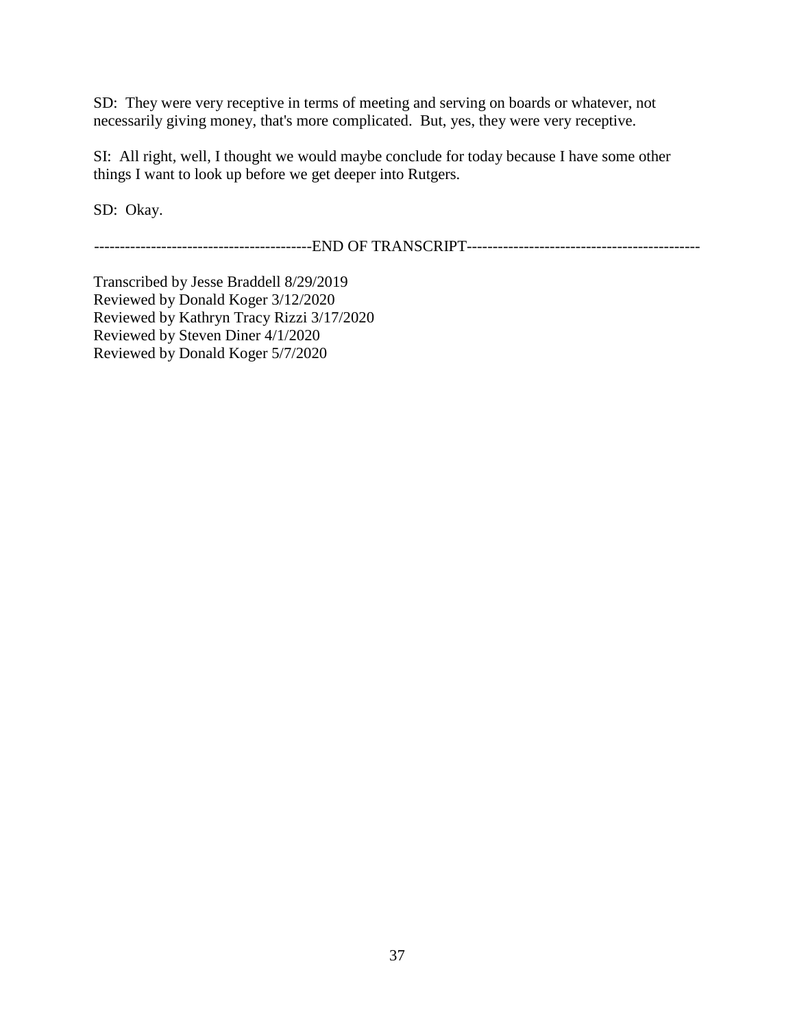SD: They were very receptive in terms of meeting and serving on boards or whatever, not necessarily giving money, that's more complicated. But, yes, they were very receptive.

SI: All right, well, I thought we would maybe conclude for today because I have some other things I want to look up before we get deeper into Rutgers.

SD: Okay.

-----------------------------------------END OF TRANSCRIPT--------------------------------------------

Transcribed by Jesse Braddell 8/29/2019  
Reviewed by Donald Koger 3/12/2020  
Reviewed by Kathryn Tracy Rizzi 3/17/2020  
Reviewed by Steven Diner 4/1/2020  
Reviewed by Donald Koger 5/7/2020